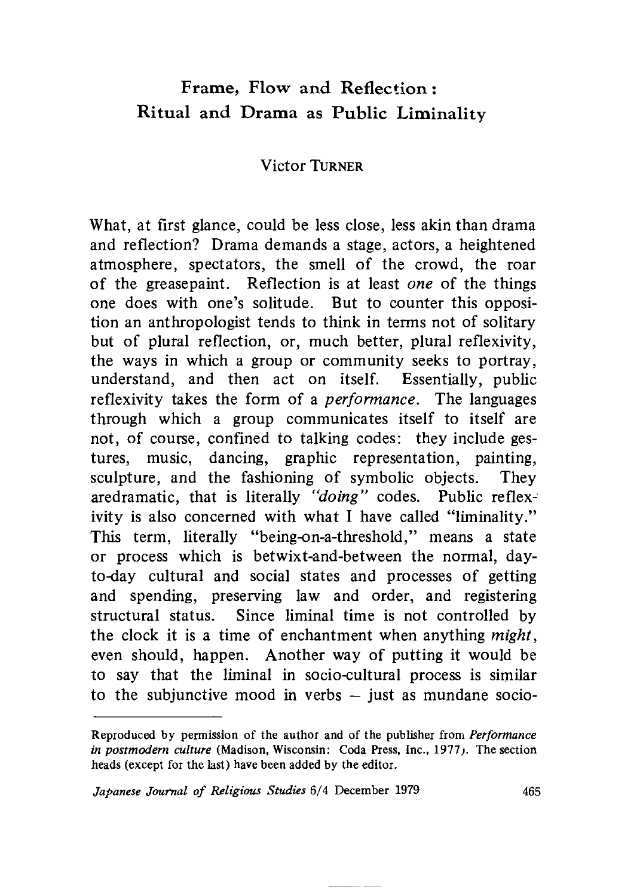# Frame, Flow and Reflection: Ritual and Drama as Public Liminality

Victor TURNER

What, at first glance, could be less close, less akin than drama and reflection? Drama demands a stage, actors, a heightened atmosphere, spectators, the smell of the crowd, the roar of the greasepaint. Reflection is at least *one* of the things one does with one's solitude. But to counter this opposition an anthropologist tends to think in terms not of solitary but of plural reflection, or, much better, plural reflexivity, the ways in which a group or community seeks to portray, understand, and then act on itself. Essentially, public reflexivity takes the form of a *performance*. The languages through which a group communicates itself to itself are not, of course, confined to talking codes: they include gestures, music, dancing, graphic representation, painting, sculpture, and the fashioning of symbolic objects. They aredramatic, that is literally *"doing"* codes. Public reflexivity is also concerned with what I have called "liminality." This term, literally "being-on-a-threshold," means a state or process which is betwixt-and-between the normal, day-to-day cultural and social states and processes of getting and spending, preserving law and order, and registering structural status. Since liminal time is not controlled by the clock it is a time of enchantment when anything *might*, even should, happen. Another way of putting it would be to say that the liminal in socio-cultural process is similar to the subjunctive mood in verbs – just as mundane socio-

---

Reproduced by permission of the author and of the publisher from *Performance in postmodern culture* (Madison, Wisconsin: Coda Press, Inc., 1977). The section heads (except for the last) have been added by the editor.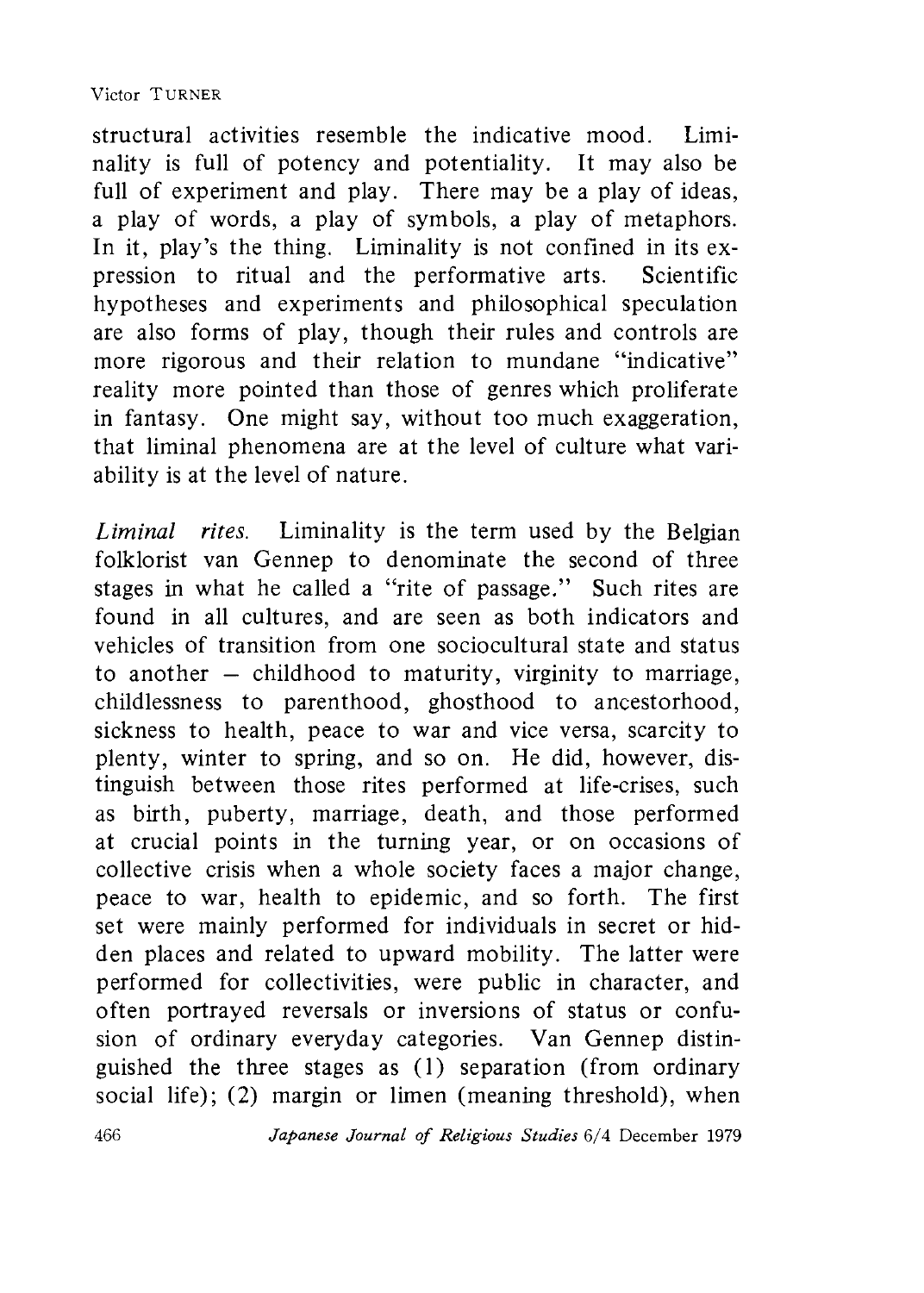structural activities resemble the indicative mood. Liminality is full of potency and potentiality. It may also be full of experiment and play. There may be a play of ideas, a play of words, a play of symbols, a play of metaphors. In it, play's the thing. Liminality is not confined in its expression to ritual and the performative arts. Scientific hypotheses and experiments and philosophical speculation are also forms of play, though their rules and controls are more rigorous and their relation to mundane "indicative" reality more pointed than those of genres which proliferate in fantasy. One might say, without too much exaggeration, that liminal phenomena are at the level of culture what variability is at the level of nature.

*Liminal rites.* Liminality is the term used by the Belgian folklorist van Gennep to denominate the second of three stages in what he called a "rite of passage." Such rites are found in all cultures, and are seen as both indicators and vehicles of transition from one sociocultural state and status to another – childhood to maturity, virginity to marriage, childlessness to parenthood, ghosthood to ancestorhood, sickness to health, peace to war and vice versa, scarcity to plenty, winter to spring, and so on. He did, however, distinguish between those rites performed at life-crises, such as birth, puberty, marriage, death, and those performed at crucial points in the turning year, or on occasions of collective crisis when a whole society faces a major change, peace to war, health to epidemic, and so forth. The first set were mainly performed for individuals in secret or hidden places and related to upward mobility. The latter were performed for collectivities, were public in character, and often portrayed reversals or inversions of status or confusion of ordinary everyday categories. Van Gennep distinguished the three stages as (1) separation (from ordinary social life); (2) margin or limen (meaning threshold), when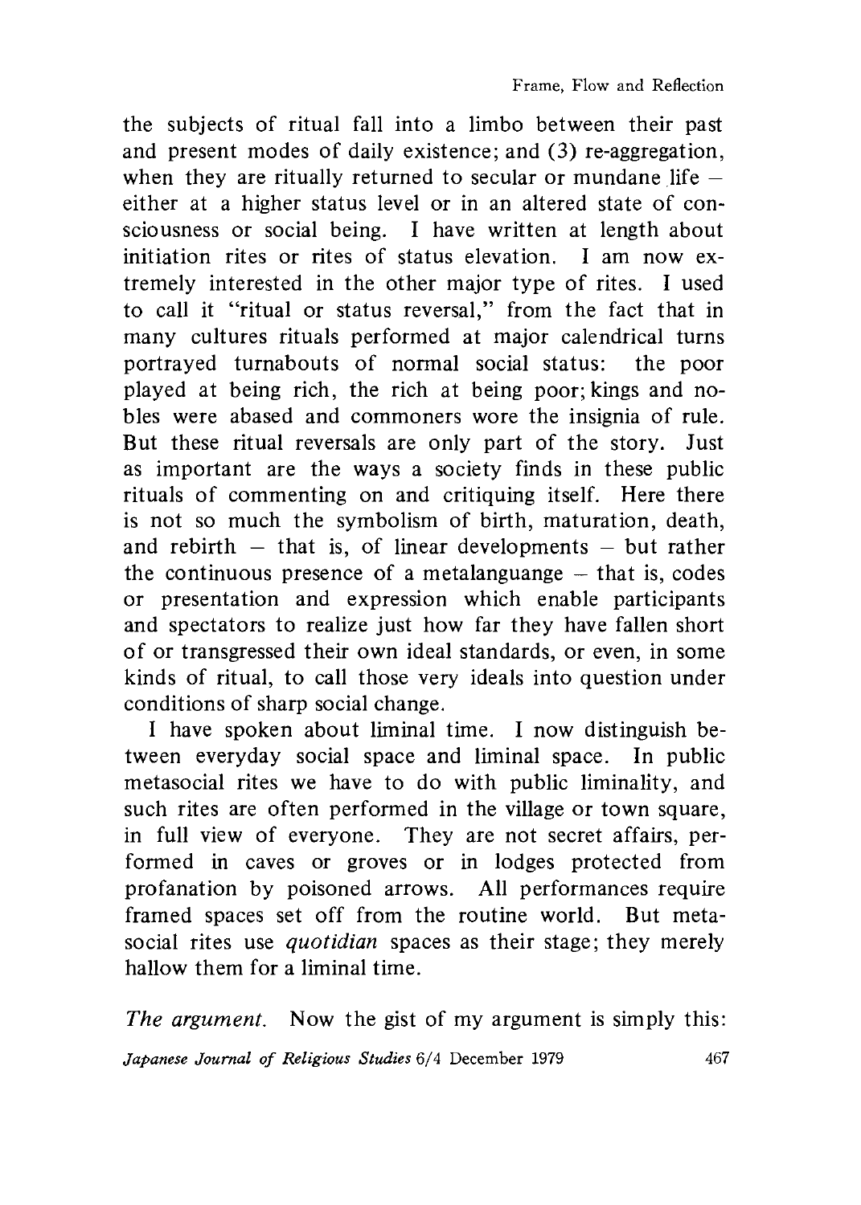the subjects of ritual fall into a limbo between their past and present modes of daily existence; and (3) re-aggregation, when they are ritually returned to secular or mundane life – either at a higher status level or in an altered state of consciousness or social being. I have written at length about initiation rites or rites of status elevation. I am now extremely interested in the other major type of rites. I used to call it "ritual or status reversal," from the fact that in many cultures rituals performed at major calendrical turns portrayed turnabouts of normal social status: the poor played at being rich, the rich at being poor; kings and nobles were abased and commoners wore the insignia of rule. But these ritual reversals are only part of the story. Just as important are the ways a society finds in these public rituals of commenting on and critiquing itself. Here there is not so much the symbolism of birth, maturation, death, and rebirth – that is, of linear developments – but rather the continuous presence of a metalanguange – that is, codes or presentation and expression which enable participants and spectators to realize just how far they have fallen short of or transgressed their own ideal standards, or even, in some kinds of ritual, to call those very ideals into question under conditions of sharp social change.

I have spoken about liminal time. I now distinguish between everyday social space and liminal space. In public metasocial rites we have to do with public liminality, and such rites are often performed in the village or town square, in full view of everyone. They are not secret affairs, performed in caves or groves or in lodges protected from profanation by poisoned arrows. All performances require framed spaces set off from the routine world. But metasocial rites use *quotidian* spaces as their stage; they merely hallow them for a liminal time.

*The argument.* Now the gist of my argument is simply this: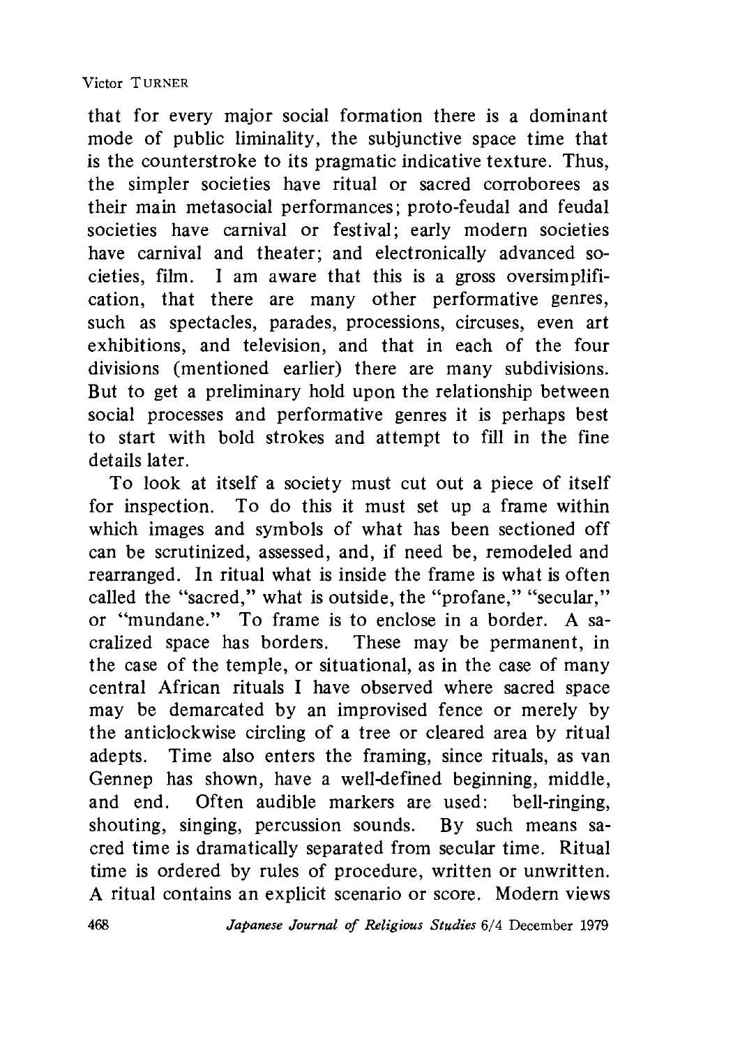that for every major social formation there is a dominant mode of public liminality, the subjunctive space time that is the counterstroke to its pragmatic indicative texture. Thus, the simpler societies have ritual or sacred corroborees as their main metasocial performances; proto-feudal and feudal societies have carnival or festival; early modern societies have carnival and theater; and electronically advanced societies, film. I am aware that this is a gross oversimplification, that there are many other performative genres, such as spectacles, parades, processions, circuses, even art exhibitions, and television, and that in each of the four divisions (mentioned earlier) there are many subdivisions. But to get a preliminary hold upon the relationship between social processes and performative genres it is perhaps best to start with bold strokes and attempt to fill in the fine details later.

To look at itself a society must cut out a piece of itself for inspection. To do this it must set up a frame within which images and symbols of what has been sectioned off can be scrutinized, assessed, and, if need be, remodeled and rearranged. In ritual what is inside the frame is what is often called the "sacred," what is outside, the "profane," "secular," or "mundane." To frame is to enclose in a border. A sacralized space has borders. These may be permanent, in the case of the temple, or situational, as in the case of many central African rituals I have observed where sacred space may be demarcated by an improvised fence or merely by the anticlockwise circling of a tree or cleared area by ritual adepts. Time also enters the framing, since rituals, as van Gennep has shown, have a well-defined beginning, middle, and end. Often audible markers are used: bell-ringing, shouting, singing, percussion sounds. By such means sacred time is dramatically separated from secular time. Ritual time is ordered by rules of procedure, written or unwritten. A ritual contains an explicit scenario or score. Modern views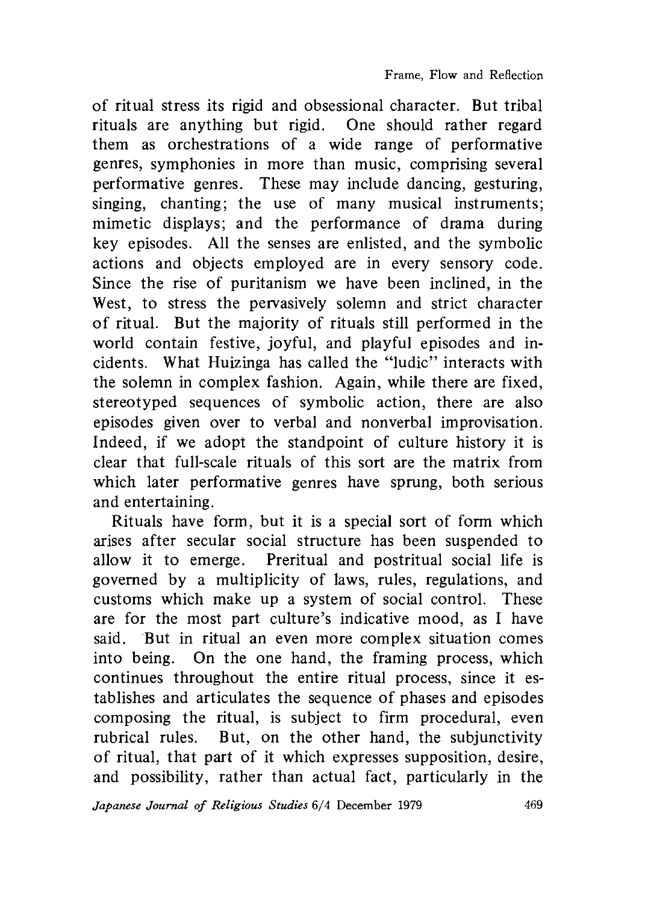of ritual stress its rigid and obsessional character. But tribal rituals are anything but rigid. One should rather regard them as orchestrations of a wide range of performative genres, symphonies in more than music, comprising several performative genres. These may include dancing, gesturing, singing, chanting; the use of many musical instruments; mimetic displays; and the performance of drama during key episodes. All the senses are enlisted, and the symbolic actions and objects employed are in every sensory code. Since the rise of puritanism we have been inclined, in the West, to stress the pervasively solemn and strict character of ritual. But the majority of rituals still performed in the world contain festive, joyful, and playful episodes and incidents. What Huizinga has called the "ludic" interacts with the solemn in complex fashion. Again, while there are fixed, stereotyped sequences of symbolic action, there are also episodes given over to verbal and nonverbal improvisation. Indeed, if we adopt the standpoint of culture history it is clear that full-scale rituals of this sort are the matrix from which later performative genres have sprung, both serious and entertaining.

Rituals have form, but it is a special sort of form which arises after secular social structure has been suspended to allow it to emerge. Preritual and postritual social life is governed by a multiplicity of laws, rules, regulations, and customs which make up a system of social control. These are for the most part culture's indicative mood, as I have said. But in ritual an even more complex situation comes into being. On the one hand, the framing process, which continues throughout the entire ritual process, since it establishes and articulates the sequence of phases and episodes composing the ritual, is subject to firm procedural, even rubrical rules. But, on the other hand, the subjunctivity of ritual, that part of it which expresses supposition, desire, and possibility, rather than actual fact, particularly in the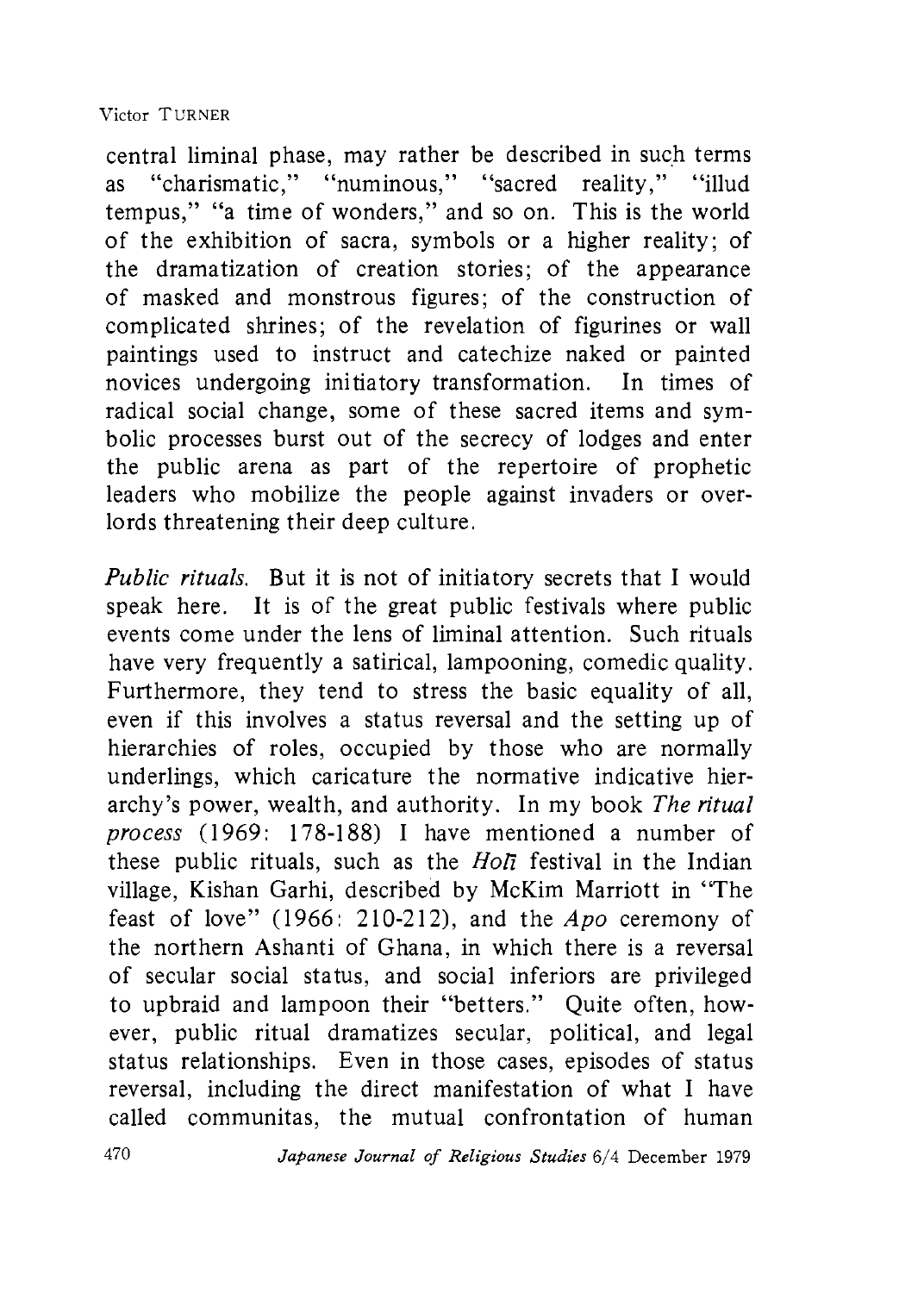central liminal phase, may rather be described in such terms as "charismatic," "numinous," "sacred reality," "illud tempus," "a time of wonders," and so on. This is the world of the exhibition of sacra, symbols or a higher reality; of the dramatization of creation stories; of the appearance of masked and monstrous figures; of the construction of complicated shrines; of the revelation of figurines or wall paintings used to instruct and catechize naked or painted novices undergoing initiatory transformation. In times of radical social change, some of these sacred items and symbolic processes burst out of the secrecy of lodges and enter the public arena as part of the repertoire of prophetic leaders who mobilize the people against invaders or overlords threatening their deep culture.

*Public rituals.* But it is not of initiatory secrets that I would speak here. It is of the great public festivals where public events come under the lens of liminal attention. Such rituals have very frequently a satirical, lampooning, comedic quality. Furthermore, they tend to stress the basic equality of all, even if this involves a status reversal and the setting up of hierarchies of roles, occupied by those who are normally underlings, which caricature the normative indicative hierarchy's power, wealth, and authority. In my book *The ritual process* (1969: 178-188) I have mentioned a number of these public rituals, such as the *Holī* festival in the Indian village, Kishan Garhi, described by McKim Marriott in "The feast of love" (1966: 210-212), and the *Apo* ceremony of the northern Ashanti of Ghana, in which there is a reversal of secular social status, and social inferiors are privileged to upbraid and lampoon their "betters." Quite often, however, public ritual dramatizes secular, political, and legal status relationships. Even in those cases, episodes of status reversal, including the direct manifestation of what I have called communitas, the mutual confrontation of human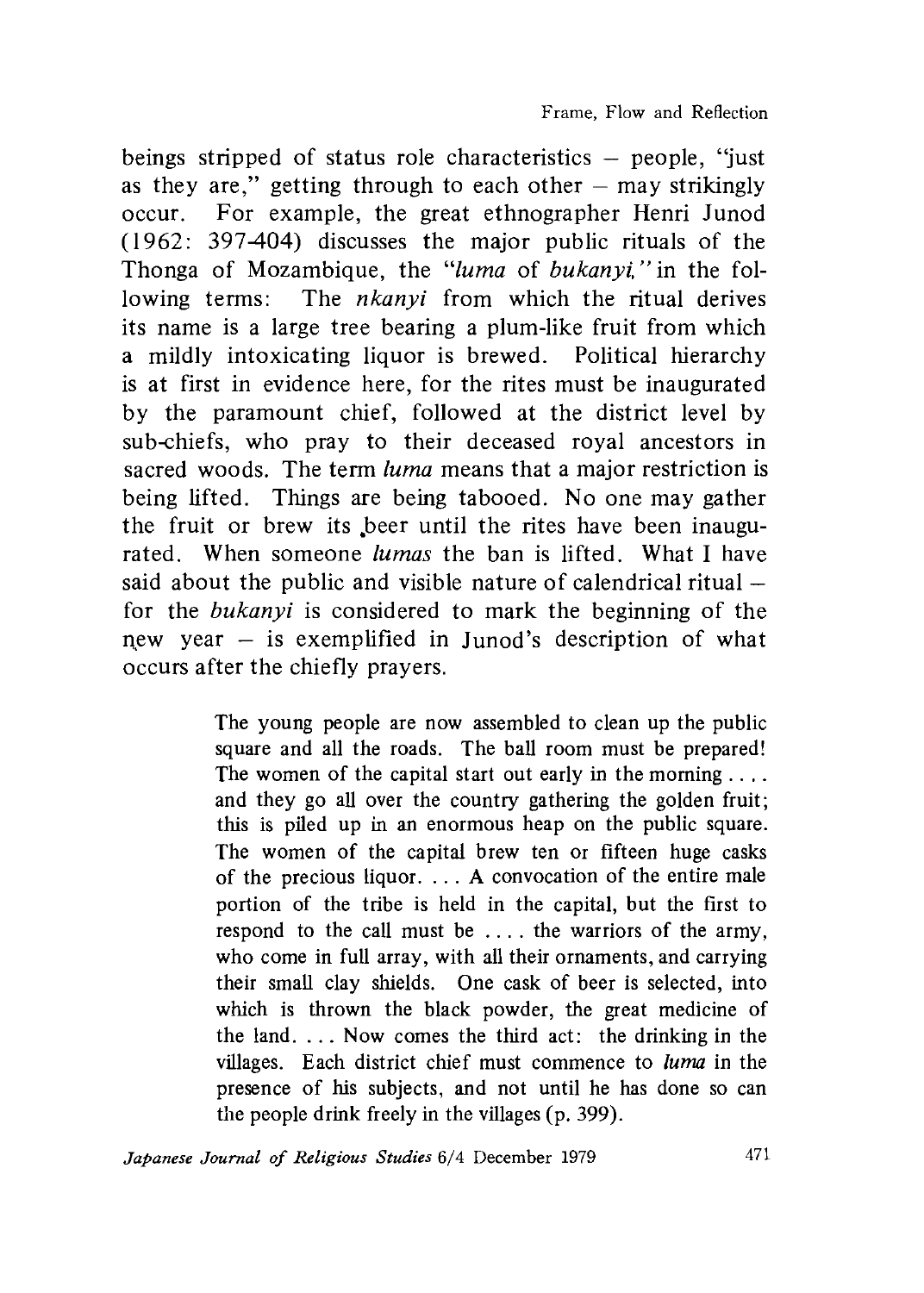beings stripped of status role characteristics – people, "just as they are," getting through to each other – may strikingly occur. For example, the great ethnographer Henri Junod (1962: 397-404) discusses the major public rituals of the Thonga of Mozambique, the "*luma* of *bukanyi,*" in the following terms: The *nkanyi* from which the ritual derives its name is a large tree bearing a plum-like fruit from which a mildly intoxicating liquor is brewed. Political hierarchy is at first in evidence here, for the rites must be inaugurated by the paramount chief, followed at the district level by sub-chiefs, who pray to their deceased royal ancestors in sacred woods. The term *luma* means that a major restriction is being lifted. Things are being tabooed. No one may gather the fruit or brew its beer until the rites have been inaugurated. When someone *lumas* the ban is lifted. What I have said about the public and visible nature of calendrical ritual – for the *bukanyi* is considered to mark the beginning of the new year – is exemplified in Junod's description of what occurs after the chiefly prayers.

> The young people are now assembled to clean up the public square and all the roads. The ball room must be prepared! The women of the capital start out early in the morning . . . . and they go all over the country gathering the golden fruit; this is piled up in an enormous heap on the public square. The women of the capital brew ten or fifteen huge casks of the precious liquor. . . . A convocation of the entire male portion of the tribe is held in the capital, but the first to respond to the call must be . . . . the warriors of the army, who come in full array, with all their ornaments, and carrying their small clay shields. One cask of beer is selected, into which is thrown the black powder, the great medicine of the land. . . . Now comes the third act: the drinking in the villages. Each district chief must commence to *luma* in the presence of his subjects, and not until he has done so can the people drink freely in the villages (p. 399).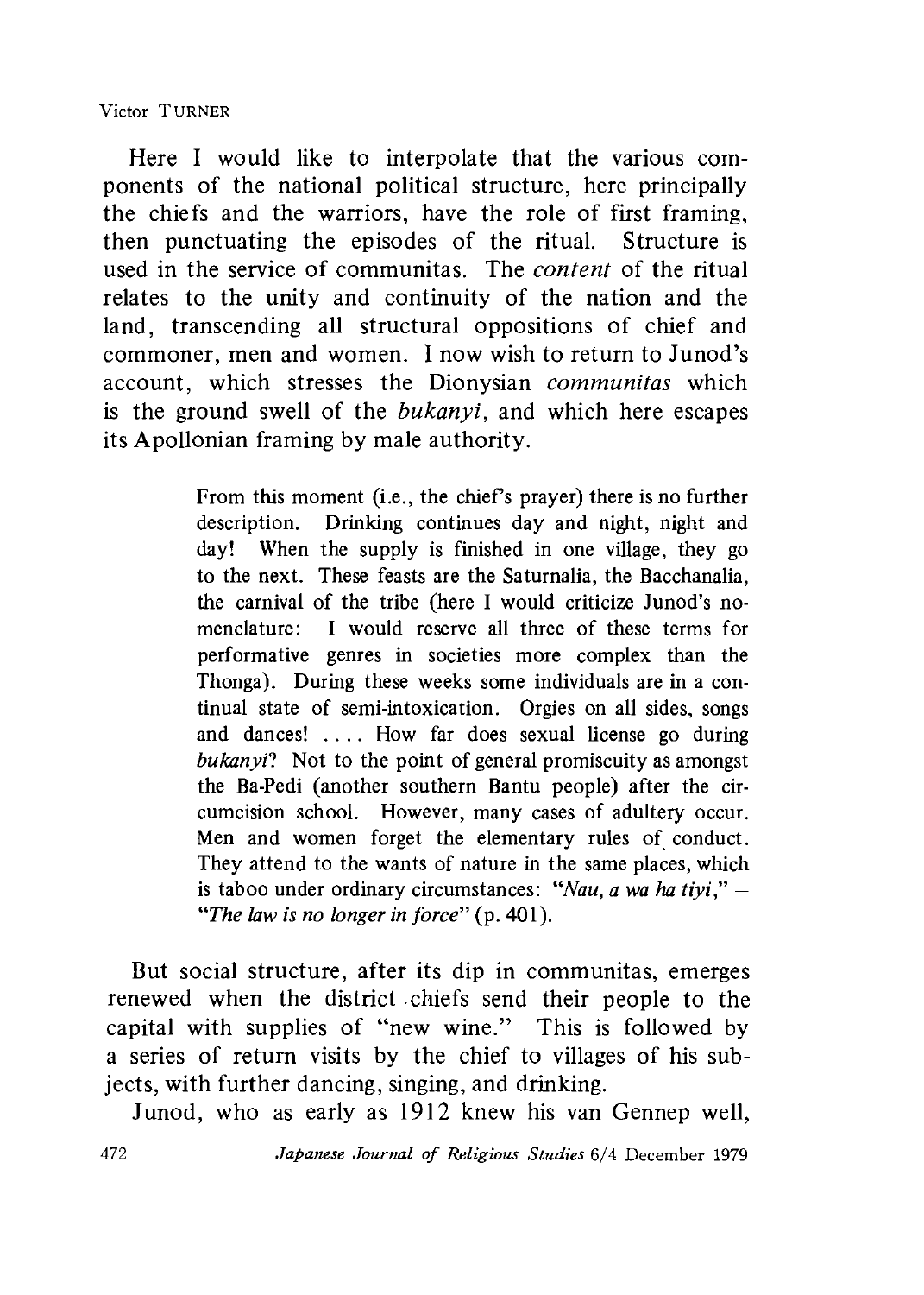Here I would like to interpolate that the various components of the national political structure, here principally the chiefs and the warriors, have the role of first framing, then punctuating the episodes of the ritual. Structure is used in the service of communitas. The *content* of the ritual relates to the unity and continuity of the nation and the land, transcending all structural oppositions of chief and commoner, men and women. I now wish to return to Junod's account, which stresses the Dionysian *communitas* which is the ground swell of the *bukanyi*, and which here escapes its Apollonian framing by male authority.

> From this moment (i.e., the chief's prayer) there is no further description. Drinking continues day and night, night and day! When the supply is finished in one village, they go to the next. These feasts are the Saturnalia, the Bacchanalia, the carnival of the tribe (here I would criticize Junod's nomenclature: I would reserve all three of these terms for performative genres in societies more complex than the Thonga). During these weeks some individuals are in a continual state of semi-intoxication. Orgies on all sides, songs and dances! .... How far does sexual license go during *bukanyi*? Not to the point of general promiscuity as amongst the Ba-Pedi (another southern Bantu people) after the circumcision school. However, many cases of adultery occur. Men and women forget the elementary rules of conduct. They attend to the wants of nature in the same places, which is taboo under ordinary circumstances: *"Nau, a wa ha tiyi,"* – *"The law is no longer in force"* (p. 401).

But social structure, after its dip in communitas, emerges renewed when the district chiefs send their people to the capital with supplies of "new wine." This is followed by a series of return visits by the chief to villages of his subjects, with further dancing, singing, and drinking.

Junod, who as early as 1912 knew his van Gennep well,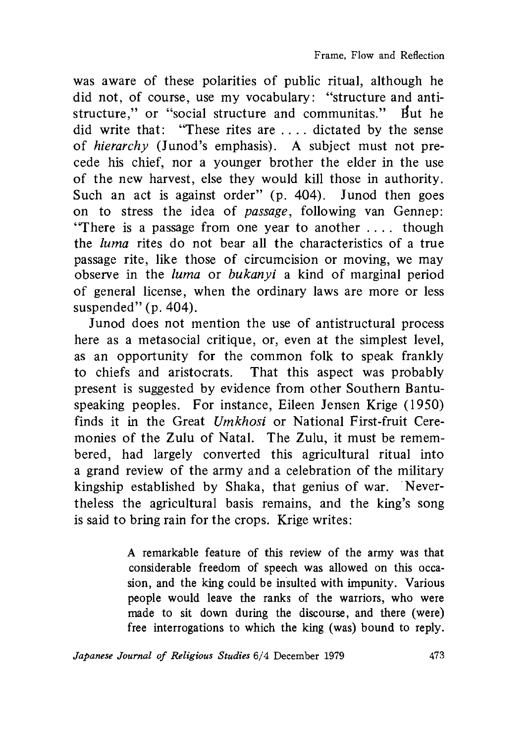was aware of these polarities of public ritual, although he did not, of course, use my vocabulary: "structure and anti-structure," or "social structure and communitas." But he did write that: "These rites are .... dictated by the sense of *hierarchy* (Junod's emphasis). A subject must not precede his chief, nor a younger brother the elder in the use of the new harvest, else they would kill those in authority. Such an act is against order" (p. 404). Junod then goes on to stress the idea of *passage*, following van Gennep: "There is a passage from one year to another .... though the *luma* rites do not bear all the characteristics of a true passage rite, like those of circumcision or moving, we may observe in the *luma* or *bukanyi* a kind of marginal period of general license, when the ordinary laws are more or less suspended" (p. 404).

Junod does not mention the use of antistructural process here as a metasocial critique, or, even at the simplest level, as an opportunity for the common folk to speak frankly to chiefs and aristocrats. That this aspect was probably present is suggested by evidence from other Southern Bantu-speaking peoples. For instance, Eileen Jensen Krige (1950) finds it in the Great *Umkhosi* or National First-fruit Ceremonies of the Zulu of Natal. The Zulu, it must be remembered, had largely converted this agricultural ritual into a grand review of the army and a celebration of the military kingship established by Shaka, that genius of war. Nevertheless the agricultural basis remains, and the king's song is said to bring rain for the crops. Krige writes:

> A remarkable feature of this review of the army was that considerable freedom of speech was allowed on this occasion, and the king could be insulted with impunity. Various people would leave the ranks of the warriors, who were made to sit down during the discourse, and there (were) free interrogations to which the king (was) bound to reply.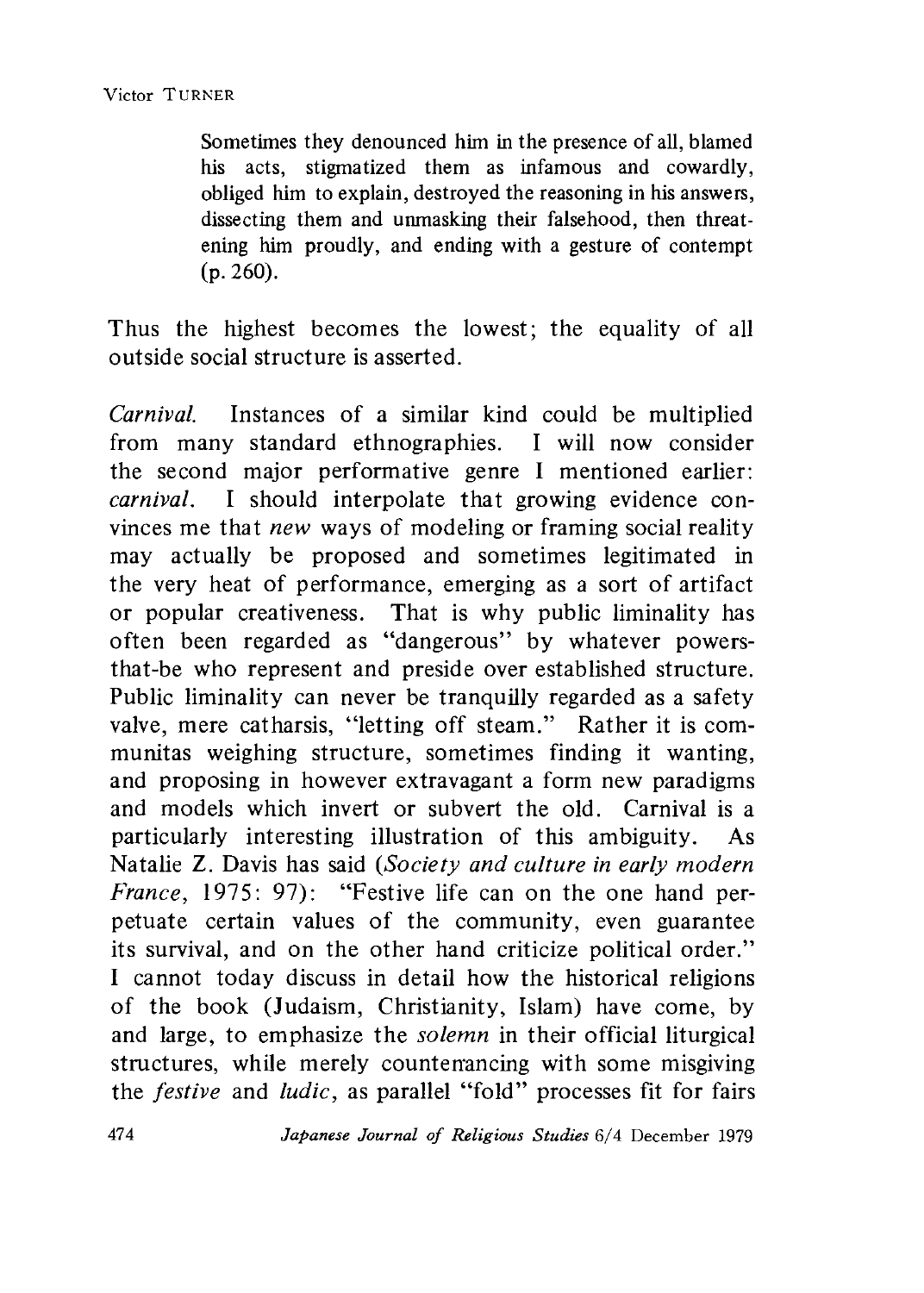> Sometimes they denounced him in the presence of all, blamed his acts, stigmatized them as infamous and cowardly, obliged him to explain, destroyed the reasoning in his answers, dissecting them and unmasking their falsehood, then threatening him proudly, and ending with a gesture of contempt (p. 260).

Thus the highest becomes the lowest; the equality of all outside social structure is asserted.

*Carnival.* Instances of a similar kind could be multiplied from many standard ethnographies. I will now consider the second major performative genre I mentioned earlier: *carnival.* I should interpolate that growing evidence convinces me that *new* ways of modeling or framing social reality may actually be proposed and sometimes legitimated in the very heat of performance, emerging as a sort of artifact or popular creativeness. That is why public liminality has often been regarded as "dangerous" by whatever powers-that-be who represent and preside over established structure. Public liminality can never be tranquilly regarded as a safety valve, mere catharsis, "letting off steam." Rather it is communitas weighing structure, sometimes finding it wanting, and proposing in however extravagant a form new paradigms and models which invert or subvert the old. Carnival is a particularly interesting illustration of this ambiguity. As Natalie Z. Davis has said (*Society and culture in early modern France*, 1975: 97): "Festive life can on the one hand perpetuate certain values of the community, even guarantee its survival, and on the other hand criticize political order." I cannot today discuss in detail how the historical religions of the book (Judaism, Christianity, Islam) have come, by and large, to emphasize the *solemn* in their official liturgical structures, while merely countenancing with some misgiving the *festive* and *ludic*, as parallel "fold" processes fit for fairs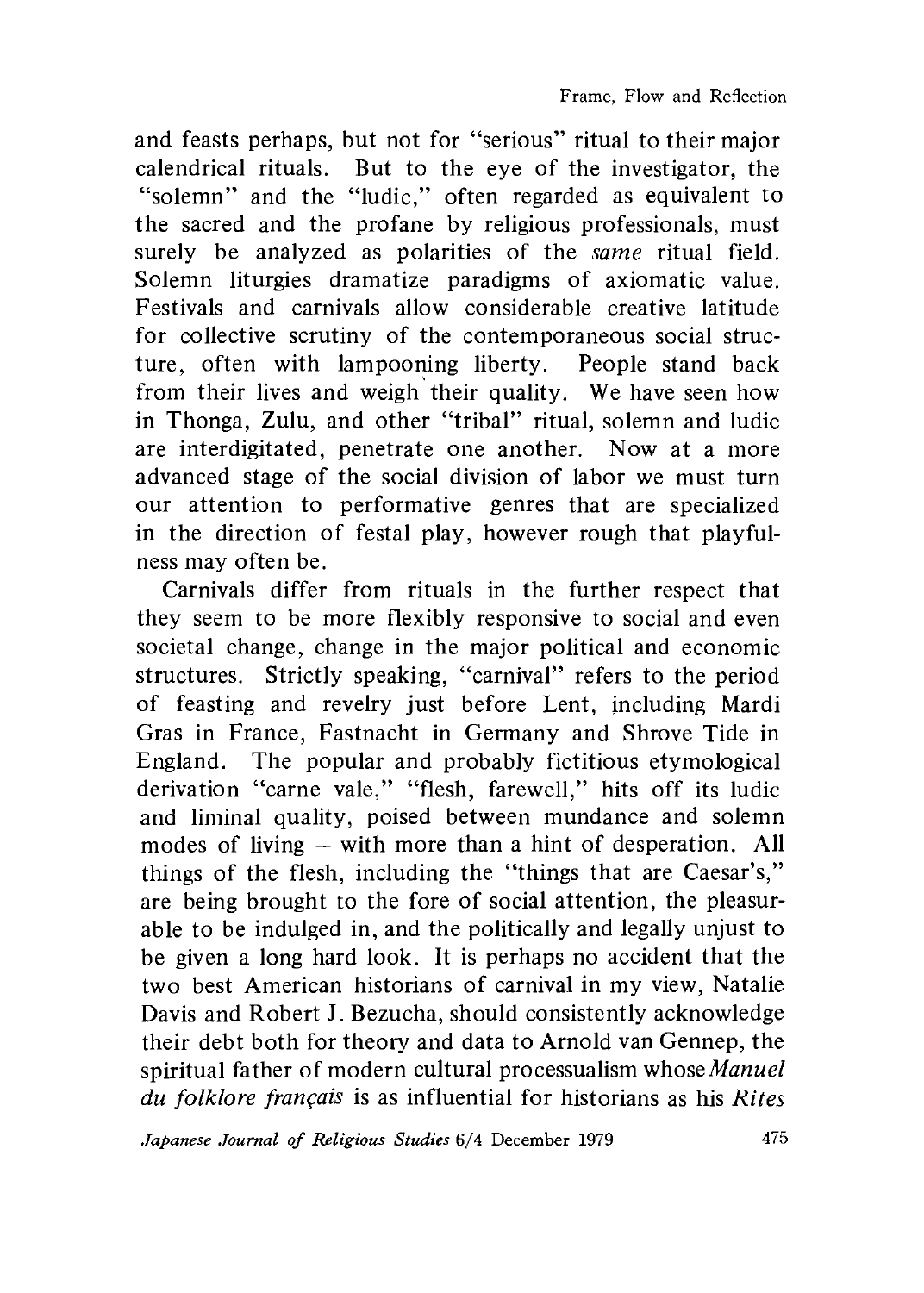and feasts perhaps, but not for "serious" ritual to their major calendrical rituals. But to the eye of the investigator, the "solemn" and the "ludic," often regarded as equivalent to the sacred and the profane by religious professionals, must surely be analyzed as polarities of the *same* ritual field. Solemn liturgies dramatize paradigms of axiomatic value. Festivals and carnivals allow considerable creative latitude for collective scrutiny of the contemporaneous social structure, often with lampooning liberty. People stand back from their lives and weigh their quality. We have seen how in Thonga, Zulu, and other "tribal" ritual, solemn and ludic are interdigitated, penetrate one another. Now at a more advanced stage of the social division of labor we must turn our attention to performative genres that are specialized in the direction of festal play, however rough that playfulness may often be.

Carnivals differ from rituals in the further respect that they seem to be more flexibly responsive to social and even societal change, change in the major political and economic structures. Strictly speaking, "carnival" refers to the period of feasting and revelry just before Lent, including Mardi Gras in France, Fastnacht in Germany and Shrove Tide in England. The popular and probably fictitious etymological derivation "carne vale," "flesh, farewell," hits off its ludic and liminal quality, poised between mundance and solemn modes of living – with more than a hint of desperation. All things of the flesh, including the "things that are Caesar's," are being brought to the fore of social attention, the pleasurable to be indulged in, and the politically and legally unjust to be given a long hard look. It is perhaps no accident that the two best American historians of carnival in my view, Natalie Davis and Robert J. Bezucha, should consistently acknowledge their debt both for theory and data to Arnold van Gennep, the spiritual father of modern cultural processualism whose *Manuel du folklore français* is as influential for historians as his *Rites*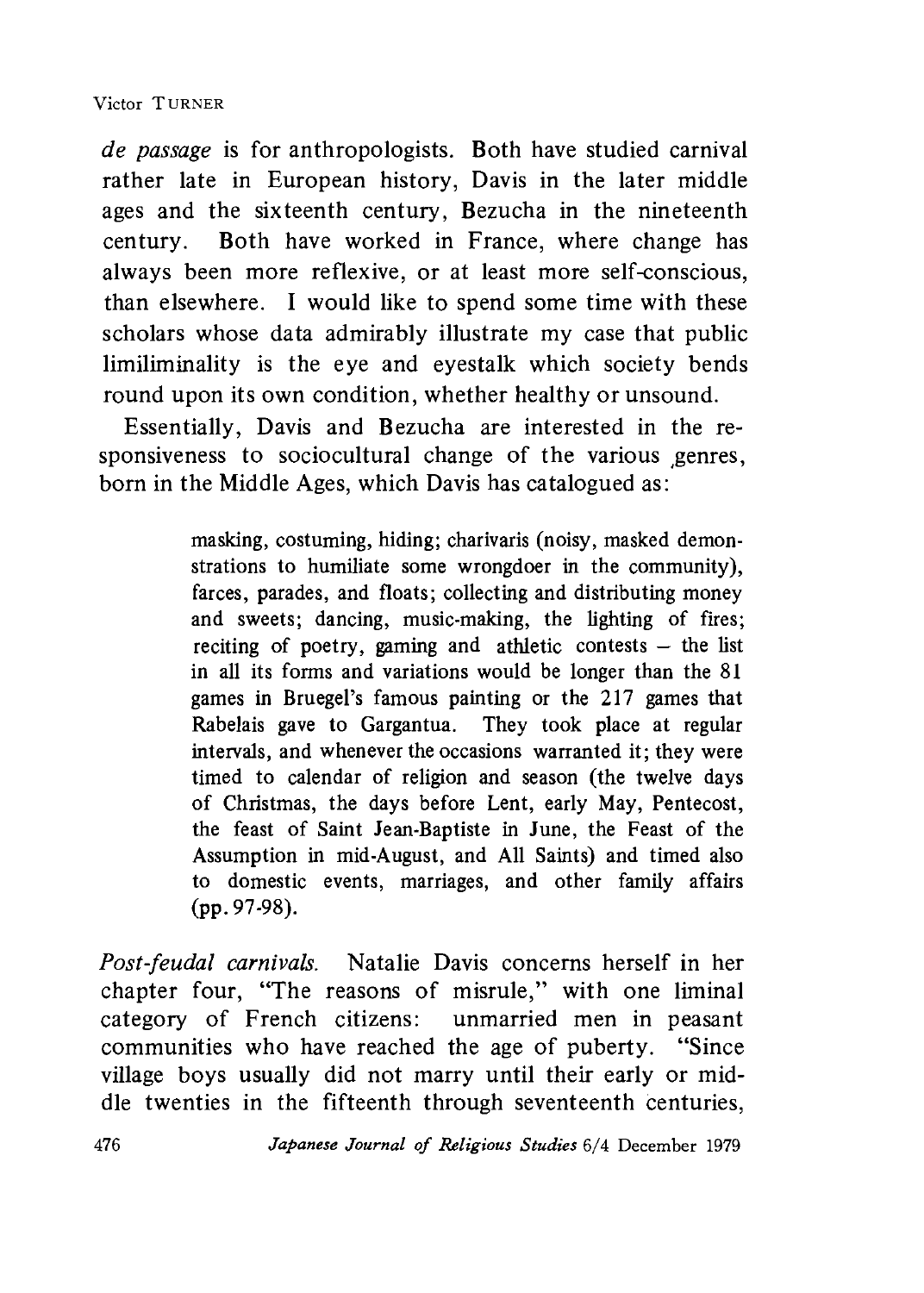*de passage* is for anthropologists. Both have studied carnival rather late in European history, Davis in the later middle ages and the sixteenth century, Bezucha in the nineteenth century. Both have worked in France, where change has always been more reflexive, or at least more self-conscious, than elsewhere. I would like to spend some time with these scholars whose data admirably illustrate my case that public limiliminality is the eye and eyestalk which society bends round upon its own condition, whether healthy or unsound.

Essentially, Davis and Bezucha are interested in the responsiveness to sociocultural change of the various genres, born in the Middle Ages, which Davis has catalogued as:

> masking, costuming, hiding; charivaris (noisy, masked demonstrations to humiliate some wrongdoer in the community), farces, parades, and floats; collecting and distributing money and sweets; dancing, music-making, the lighting of fires; reciting of poetry, gaming and athletic contests – the list in all its forms and variations would be longer than the 81 games in Bruegel's famous painting or the 217 games that Rabelais gave to Gargantua. They took place at regular intervals, and whenever the occasions warranted it; they were timed to calendar of religion and season (the twelve days of Christmas, the days before Lent, early May, Pentecost, the feast of Saint Jean-Baptiste in June, the Feast of the Assumption in mid-August, and All Saints) and timed also to domestic events, marriages, and other family affairs (pp. 97-98).

*Post-feudal carnivals.* Natalie Davis concerns herself in her chapter four, "The reasons of misrule," with one liminal category of French citizens: unmarried men in peasant communities who have reached the age of puberty. "Since village boys usually did not marry until their early or middle twenties in the fifteenth through seventeenth centuries,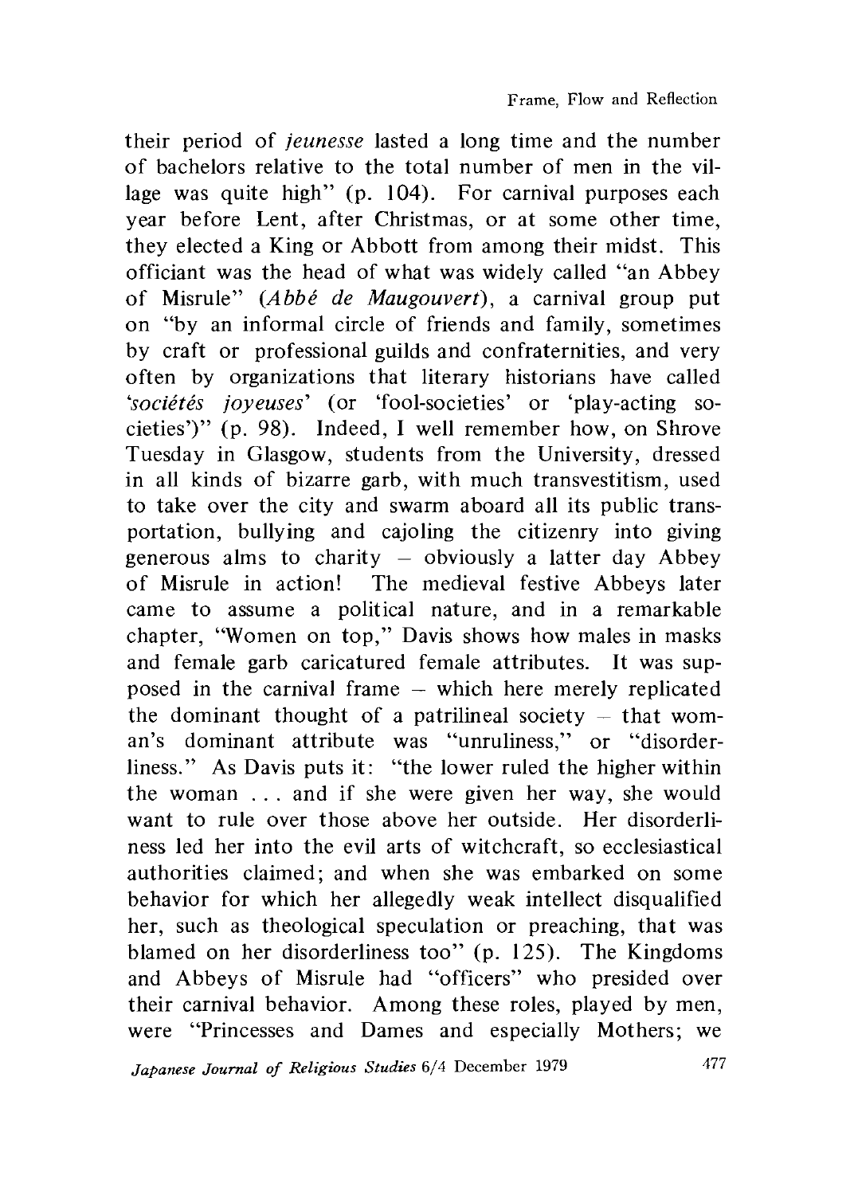their period of *jeunesse* lasted a long time and the number of bachelors relative to the total number of men in the village was quite high" (p. 104). For carnival purposes each year before Lent, after Christmas, or at some other time, they elected a King or Abbott from among their midst. This officiant was the head of what was widely called "an Abbey of Misrule" (*Abbé de Maugouvert*), a carnival group put on "by an informal circle of friends and family, sometimes by craft or professional guilds and confraternities, and very often by organizations that literary historians have called '*sociétés joyeuses*' (or 'fool-societies' or 'play-acting societies')" (p. 98). Indeed, I well remember how, on Shrove Tuesday in Glasgow, students from the University, dressed in all kinds of bizarre garb, with much transvestitism, used to take over the city and swarm aboard all its public transportation, bullying and cajoling the citizenry into giving generous alms to charity – obviously a latter day Abbey of Misrule in action! The medieval festive Abbeys later came to assume a political nature, and in a remarkable chapter, "Women on top," Davis shows how males in masks and female garb caricatured female attributes. It was supposed in the carnival frame – which here merely replicated the dominant thought of a patrilineal society – that woman's dominant attribute was "unruliness," or "disorderliness." As Davis puts it: "the lower ruled the higher within the woman . . . and if she were given her way, she would want to rule over those above her outside. Her disorderliness led her into the evil arts of witchcraft, so ecclesiastical authorities claimed; and when she was embarked on some behavior for which her allegedly weak intellect disqualified her, such as theological speculation or preaching, that was blamed on her disorderliness too" (p. 125). The Kingdoms and Abbeys of Misrule had "officers" who presided over their carnival behavior. Among these roles, played by men, were "Princesses and Dames and especially Mothers; we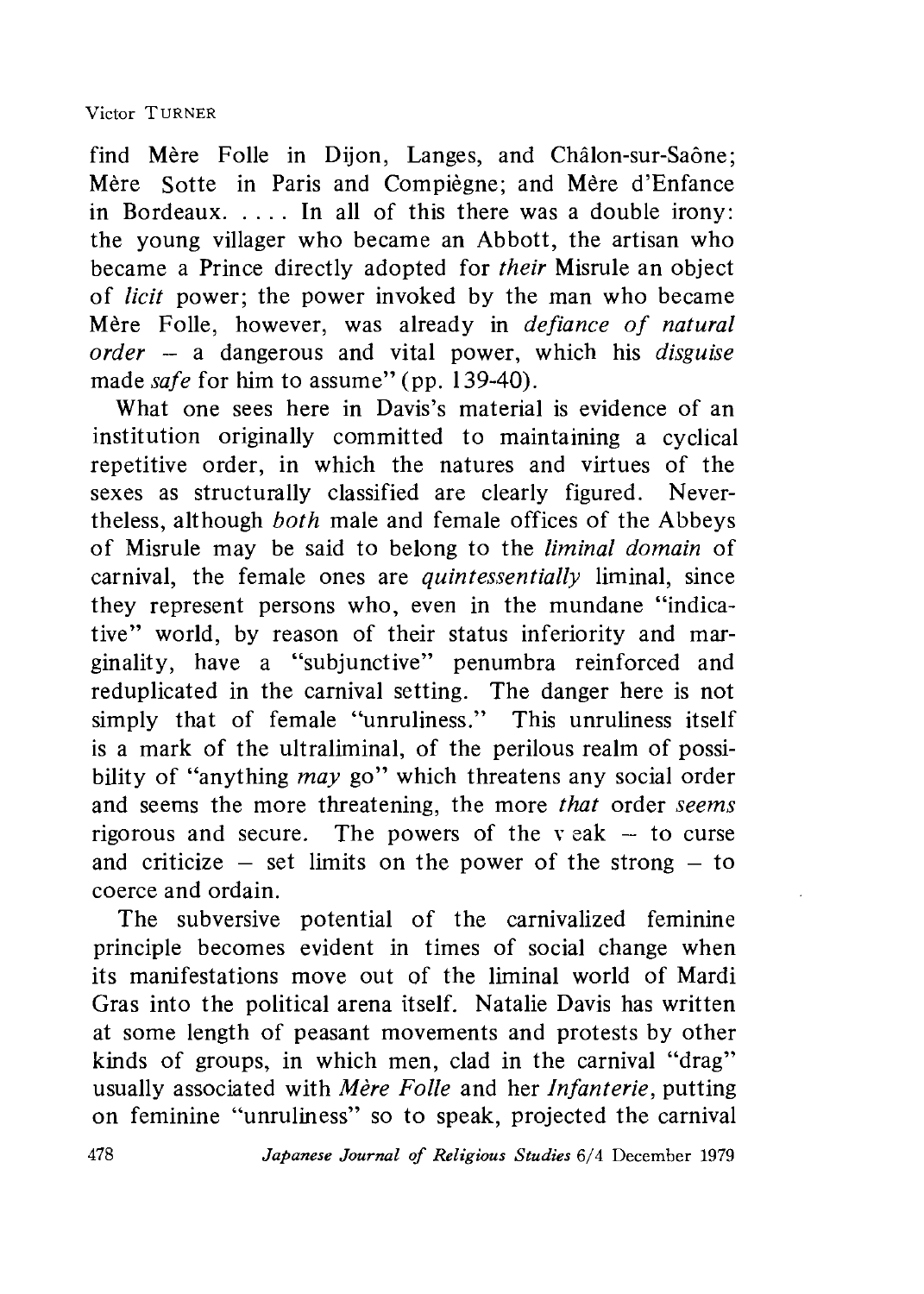find Mère Folle in Dijon, Langes, and Châlon-sur-Saône; Mère Sotte in Paris and Compiègne; and Mère d'Enfance in Bordeaux. . . . . In all of this there was a double irony: the young villager who became an Abbott, the artisan who became a Prince directly adopted for *their* Misrule an object of *licit* power; the power invoked by the man who became Mère Folle, however, was already in *defiance of natural order* – a dangerous and vital power, which his *disguise* made *safe* for him to assume" (pp. 139-40).

What one sees here in Davis's material is evidence of an institution originally committed to maintaining a cyclical repetitive order, in which the natures and virtues of the sexes as structurally classified are clearly figured. Nevertheless, although *both* male and female offices of the Abbeys of Misrule may be said to belong to the *liminal domain* of carnival, the female ones are *quintessentially* liminal, since they represent persons who, even in the mundane "indicative" world, by reason of their status inferiority and marginality, have a "subjunctive" penumbra reinforced and reduplicated in the carnival setting. The danger here is not simply that of female "unruliness." This unruliness itself is a mark of the ultraliminal, of the perilous realm of possibility of "anything *may* go" which threatens any social order and seems the more threatening, the more *that* order *seems* rigorous and secure. The powers of the weak – to curse and criticize – set limits on the power of the strong – to coerce and ordain.

The subversive potential of the carnivalized feminine principle becomes evident in times of social change when its manifestations move out of the liminal world of Mardi Gras into the political arena itself. Natalie Davis has written at some length of peasant movements and protests by other kinds of groups, in which men, clad in the carnival "drag" usually associated with *Mère Folle* and her *Infanterie*, putting on feminine "unruliness" so to speak, projected the carnival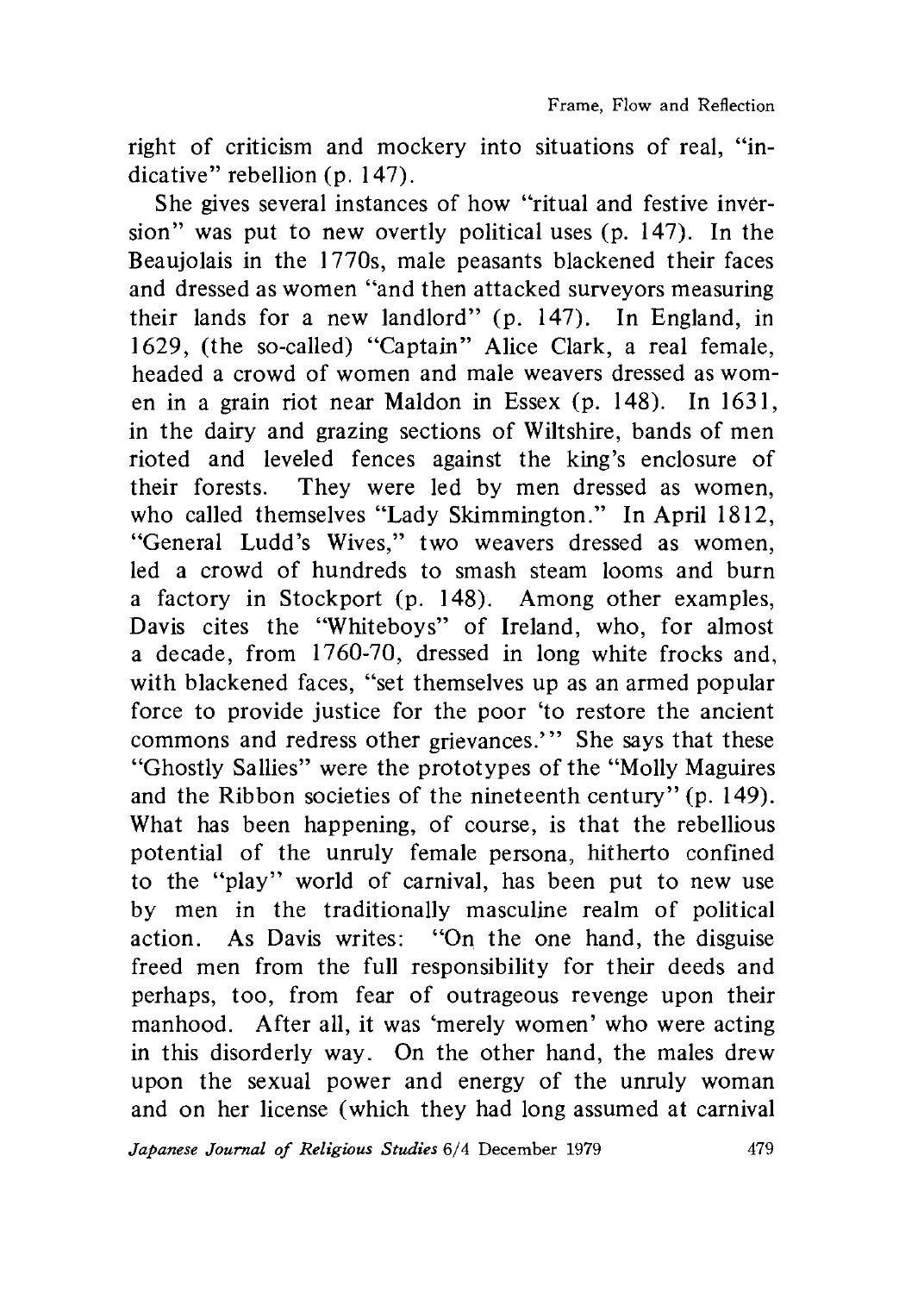right of criticism and mockery into situations of real, "indicative" rebellion (p. 147).

She gives several instances of how "ritual and festive inversion" was put to new overtly political uses (p. 147). In the Beaujolais in the 1770s, male peasants blackened their faces and dressed as women "and then attacked surveyors measuring their lands for a new landlord" (p. 147). In England, in 1629, (the so-called) "Captain" Alice Clark, a real female, headed a crowd of women and male weavers dressed as women in a grain riot near Maldon in Essex (p. 148). In 1631, in the dairy and grazing sections of Wiltshire, bands of men rioted and leveled fences against the king's enclosure of their forests. They were led by men dressed as women, who called themselves "Lady Skimmington." In April 1812, "General Ludd's Wives," two weavers dressed as women, led a crowd of hundreds to smash steam looms and burn a factory in Stockport (p. 148). Among other examples, Davis cites the "Whiteboys" of Ireland, who, for almost a decade, from 1760-70, dressed in long white frocks and, with blackened faces, "set themselves up as an armed popular force to provide justice for the poor 'to restore the ancient commons and redress other grievances.'" She says that these "Ghostly Sallies" were the prototypes of the "Molly Maguires and the Ribbon societies of the nineteenth century" (p. 149). What has been happening, of course, is that the rebellious potential of the unruly female persona, hitherto confined to the "play" world of carnival, has been put to new use by men in the traditionally masculine realm of political action. As Davis writes: "On the one hand, the disguise freed men from the full responsibility for their deeds and perhaps, too, from fear of outrageous revenge upon their manhood. After all, it was 'merely women' who were acting in this disorderly way. On the other hand, the males drew upon the sexual power and energy of the unruly woman and on her license (which they had long assumed at carnival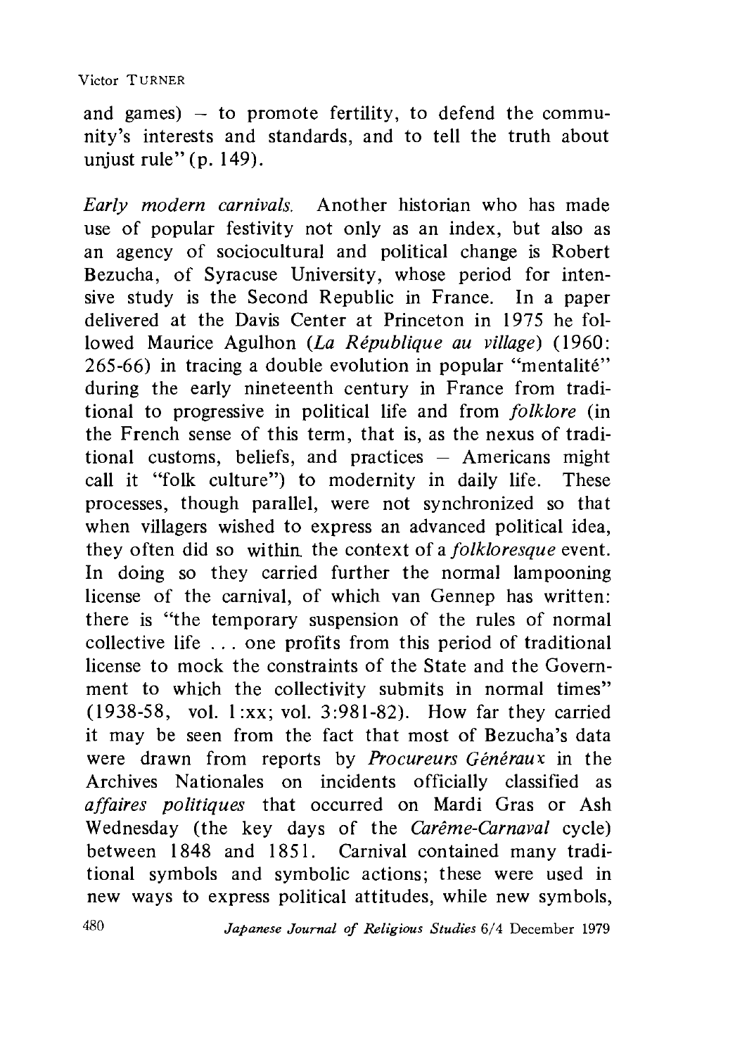and games) – to promote fertility, to defend the community's interests and standards, and to tell the truth about unjust rule" (p. 149).

*Early modern carnivals.* Another historian who has made use of popular festivity not only as an index, but also as an agency of sociocultural and political change is Robert Bezucha, of Syracuse University, whose period for intensive study is the Second Republic in France. In a paper delivered at the Davis Center at Princeton in 1975 he followed Maurice Agulhon (*La République au village*) (1960: 265-66) in tracing a double evolution in popular "mentalité" during the early nineteenth century in France from traditional to progressive in political life and from *folklore* (in the French sense of this term, that is, as the nexus of traditional customs, beliefs, and practices – Americans might call it "folk culture") to modernity in daily life. These processes, though parallel, were not synchronized so that when villagers wished to express an advanced political idea, they often did so within the context of a *folkloresque* event. In doing so they carried further the normal lampooning license of the carnival, of which van Gennep has written: there is "the temporary suspension of the rules of normal collective life . . . one profits from this period of traditional license to mock the constraints of the State and the Government to which the collectivity submits in normal times" (1938-58, vol. 1:xx; vol. 3:981-82). How far they carried it may be seen from the fact that most of Bezucha's data were drawn from reports by *Procureurs Généraux* in the Archives Nationales on incidents officially classified as *affaires politiques* that occurred on Mardi Gras or Ash Wednesday (the key days of the *Carême-Carnaval* cycle) between 1848 and 1851. Carnival contained many traditional symbols and symbolic actions; these were used in new ways to express political attitudes, while new symbols,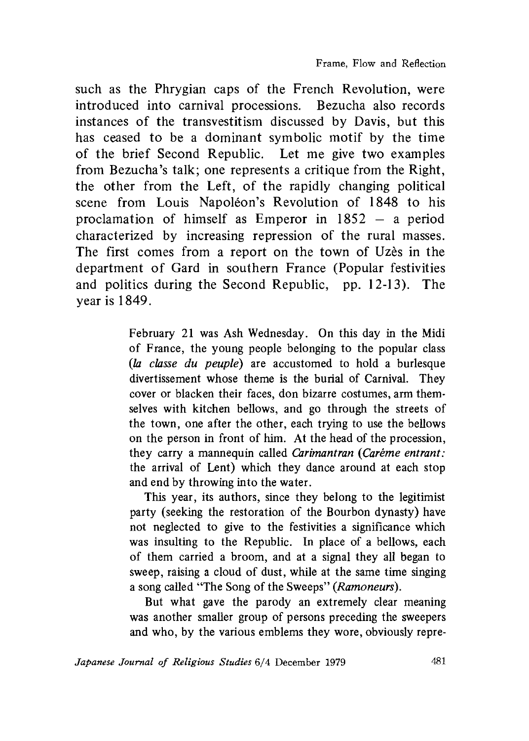such as the Phrygian caps of the French Revolution, were introduced into carnival processions. Bezucha also records instances of the transvestitism discussed by Davis, but this has ceased to be a dominant symbolic motif by the time of the brief Second Republic. Let me give two examples from Bezucha's talk; one represents a critique from the Right, the other from the Left, of the rapidly changing political scene from Louis Napoléon's Revolution of 1848 to his proclamation of himself as Emperor in 1852 – a period characterized by increasing repression of the rural masses. The first comes from a report on the town of Uzès in the department of Gard in southern France (Popular festivities and politics during the Second Republic, pp. 12-13). The year is 1849.

> February 21 was Ash Wednesday. On this day in the Midi of France, the young people belonging to the popular class (*la classe du peuple*) are accustomed to hold a burlesque divertissement whose theme is the burial of Carnival. They cover or blacken their faces, don bizarre costumes, arm themselves with kitchen bellows, and go through the streets of the town, one after the other, each trying to use the bellows on the person in front of him. At the head of the procession, they carry a mannequin called *Carimantran* (*Carême entrant:* the arrival of Lent) which they dance around at each stop and end by throwing into the water.
>
> This year, its authors, since they belong to the legitimist party (seeking the restoration of the Bourbon dynasty) have not neglected to give to the festivities a significance which was insulting to the Republic. In place of a bellows, each of them carried a broom, and at a signal they all began to sweep, raising a cloud of dust, while at the same time singing a song called "The Song of the Sweeps" (*Ramoneurs*).
>
> But what gave the parody an extremely clear meaning was another smaller group of persons preceding the sweepers and who, by the various emblems they wore, obviously repre-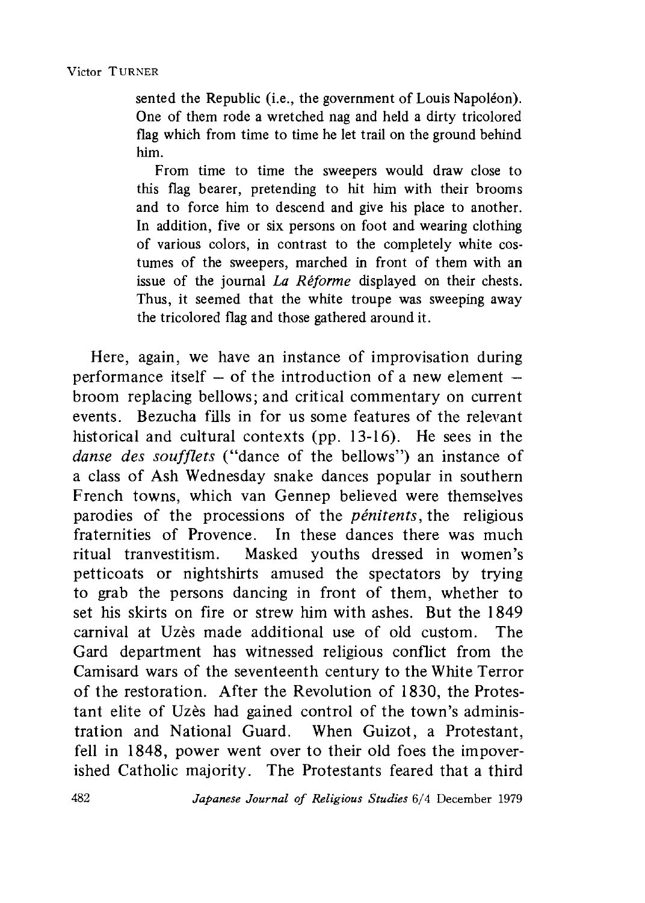> sented the Republic (i.e., the government of Louis Napoléon). One of them rode a wretched nag and held a dirty tricolored flag which from time to time he let trail on the ground behind him.
>
> From time to time the sweepers would draw close to this flag bearer, pretending to hit him with their brooms and to force him to descend and give his place to another. In addition, five or six persons on foot and wearing clothing of various colors, in contrast to the completely white costumes of the sweepers, marched in front of them with an issue of the journal *La Réforme* displayed on their chests. Thus, it seemed that the white troupe was sweeping away the tricolored flag and those gathered around it.

Here, again, we have an instance of improvisation during performance itself – of the introduction of a new element – broom replacing bellows; and critical commentary on current events. Bezucha fills in for us some features of the relevant historical and cultural contexts (pp. 13-16). He sees in the *danse des soufflets* ("dance of the bellows") an instance of a class of Ash Wednesday snake dances popular in southern French towns, which van Gennep believed were themselves parodies of the processions of the *pénitents*, the religious fraternities of Provence. In these dances there was much ritual tranvestitism. Masked youths dressed in women's petticoats or nightshirts amused the spectators by trying to grab the persons dancing in front of them, whether to set his skirts on fire or strew him with ashes. But the 1849 carnival at Uzès made additional use of old custom. The Gard department has witnessed religious conflict from the Camisard wars of the seventeenth century to the White Terror of the restoration. After the Revolution of 1830, the Protestant elite of Uzès had gained control of the town's administration and National Guard. When Guizot, a Protestant, fell in 1848, power went over to their old foes the impoverished Catholic majority. The Protestants feared that a third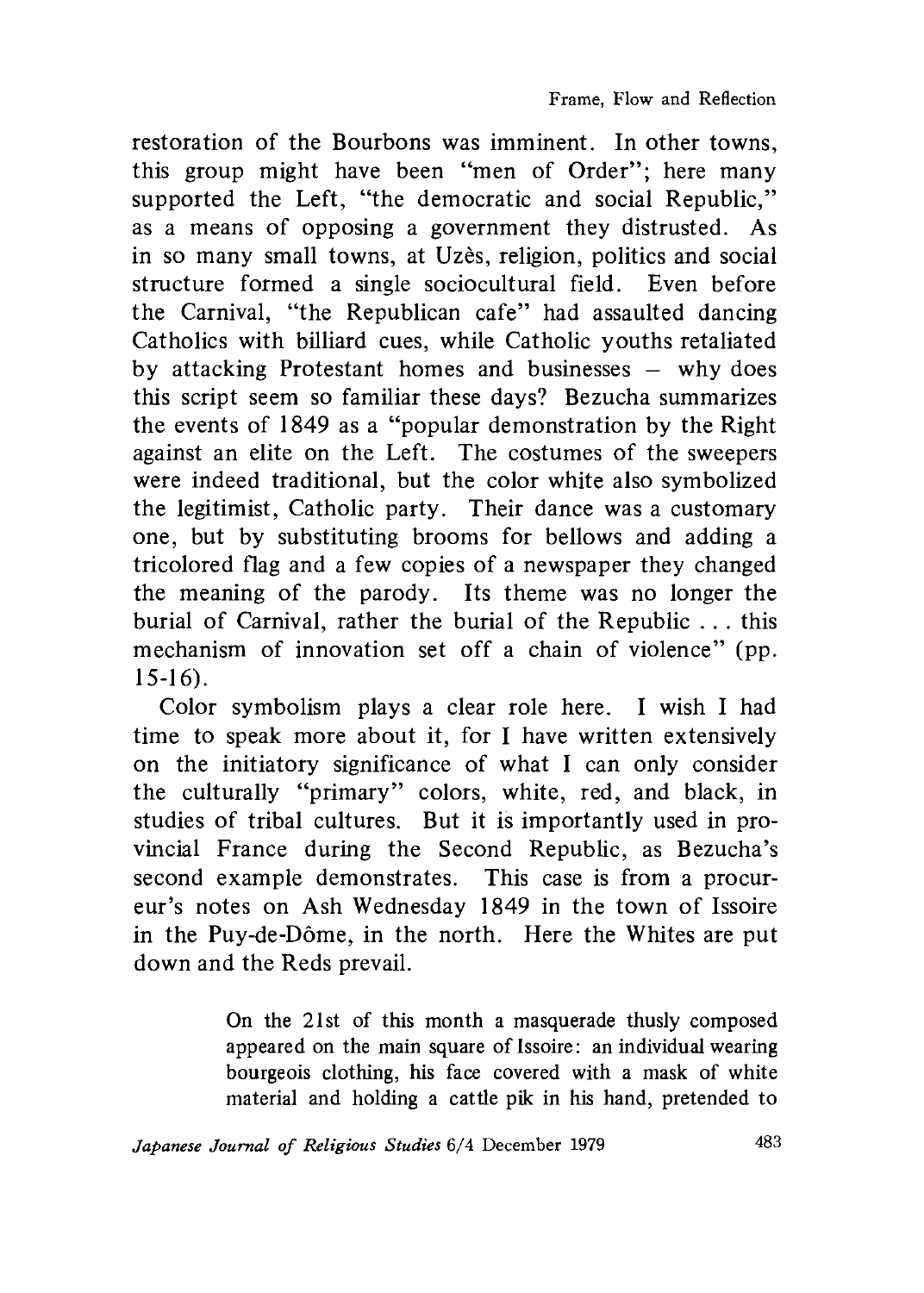restoration of the Bourbons was imminent. In other towns, this group might have been "men of Order"; here many supported the Left, "the democratic and social Republic," as a means of opposing a government they distrusted. As in so many small towns, at Uzès, religion, politics and social structure formed a single sociocultural field. Even before the Carnival, "the Republican cafe" had assaulted dancing Catholics with billiard cues, while Catholic youths retaliated by attacking Protestant homes and businesses – why does this script seem so familiar these days? Bezucha summarizes the events of 1849 as a "popular demonstration by the Right against an elite on the Left. The costumes of the sweepers were indeed traditional, but the color white also symbolized the legitimist, Catholic party. Their dance was a customary one, but by substituting brooms for bellows and adding a tricolored flag and a few copies of a newspaper they changed the meaning of the parody. Its theme was no longer the burial of Carnival, rather the burial of the Republic . . . this mechanism of innovation set off a chain of violence" (pp. 15-16).

Color symbolism plays a clear role here. I wish I had time to speak more about it, for I have written extensively on the initiatory significance of what I can only consider the culturally "primary" colors, white, red, and black, in studies of tribal cultures. But it is importantly used in provincial France during the Second Republic, as Bezucha's second example demonstrates. This case is from a procureur's notes on Ash Wednesday 1849 in the town of Issoire in the Puy-de-Dôme, in the north. Here the Whites are put down and the Reds prevail.

> On the 21st of this month a masquerade thusly composed appeared on the main square of Issoire: an individual wearing bourgeois clothing, his face covered with a mask of white material and holding a cattle pik in his hand, pretended to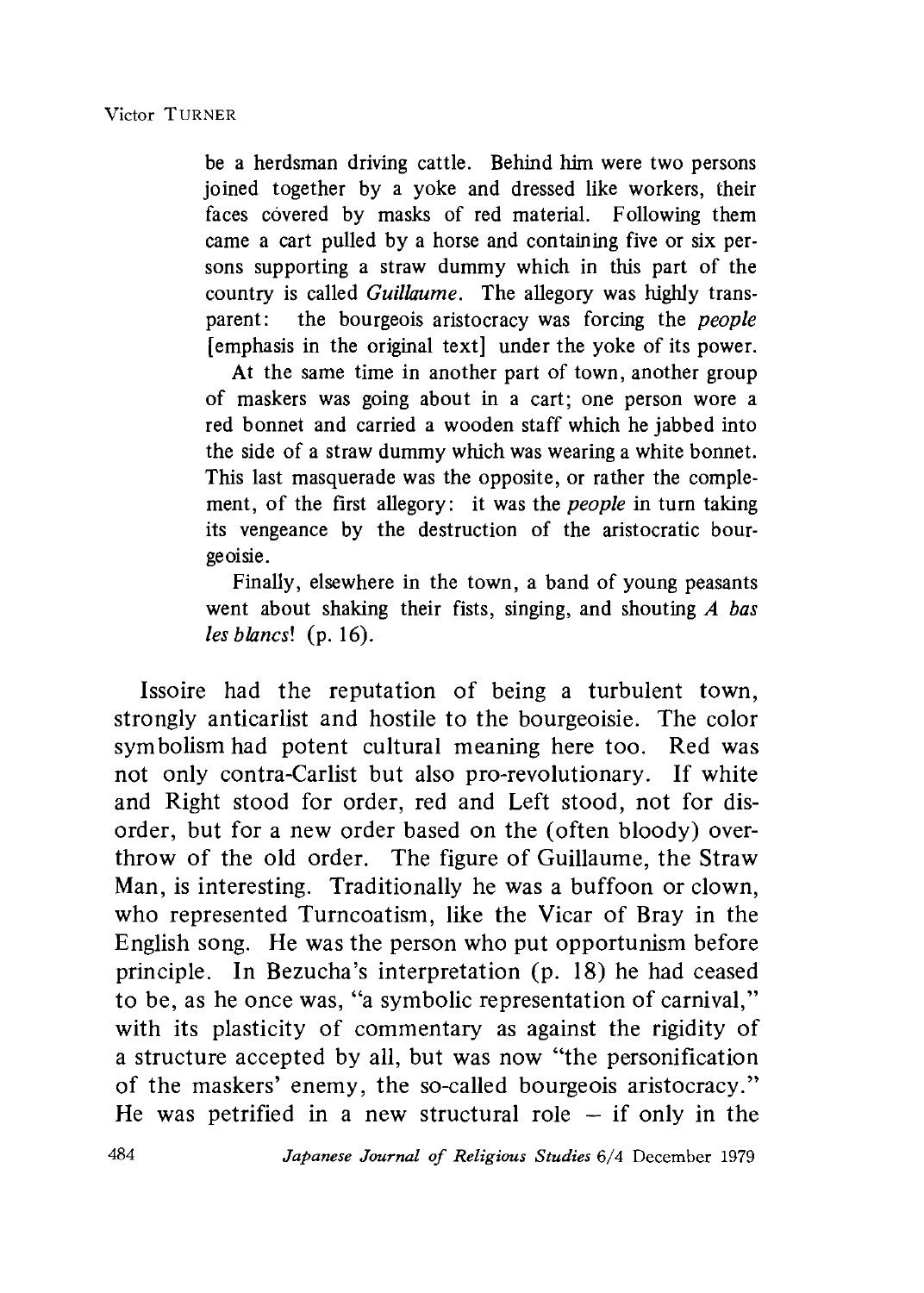be a herdsman driving cattle. Behind him were two persons joined together by a yoke and dressed like workers, their faces covered by masks of red material. Following them came a cart pulled by a horse and containing five or six persons supporting a straw dummy which in this part of the country is called *Guillaume*. The allegory was highly transparent: the bourgeois aristocracy was forcing the *people* [emphasis in the original text] under the yoke of its power.

> At the same time in another part of town, another group of maskers was going about in a cart; one person wore a red bonnet and carried a wooden staff which he jabbed into the side of a straw dummy which was wearing a white bonnet. This last masquerade was the opposite, or rather the complement, of the first allegory: it was the *people* in turn taking its vengeance by the destruction of the aristocratic bourgeoisie.
>
> Finally, elsewhere in the town, a band of young peasants went about shaking their fists, singing, and shouting *A bas les blancs*! (p. 16).

Issoire had the reputation of being a turbulent town, strongly anticarlist and hostile to the bourgeoisie. The color symbolism had potent cultural meaning here too. Red was not only contra-Carlist but also pro-revolutionary. If white and Right stood for order, red and Left stood, not for disorder, but for a new order based on the (often bloody) overthrow of the old order. The figure of Guillaume, the Straw Man, is interesting. Traditionally he was a buffoon or clown, who represented Turncoatism, like the Vicar of Bray in the English song. He was the person who put opportunism before principle. In Bezucha's interpretation (p. 18) he had ceased to be, as he once was, "a symbolic representation of carnival," with its plasticity of commentary as against the rigidity of a structure accepted by all, but was now "the personification of the maskers' enemy, the so-called bourgeois aristocracy." He was petrified in a new structural role – if only in the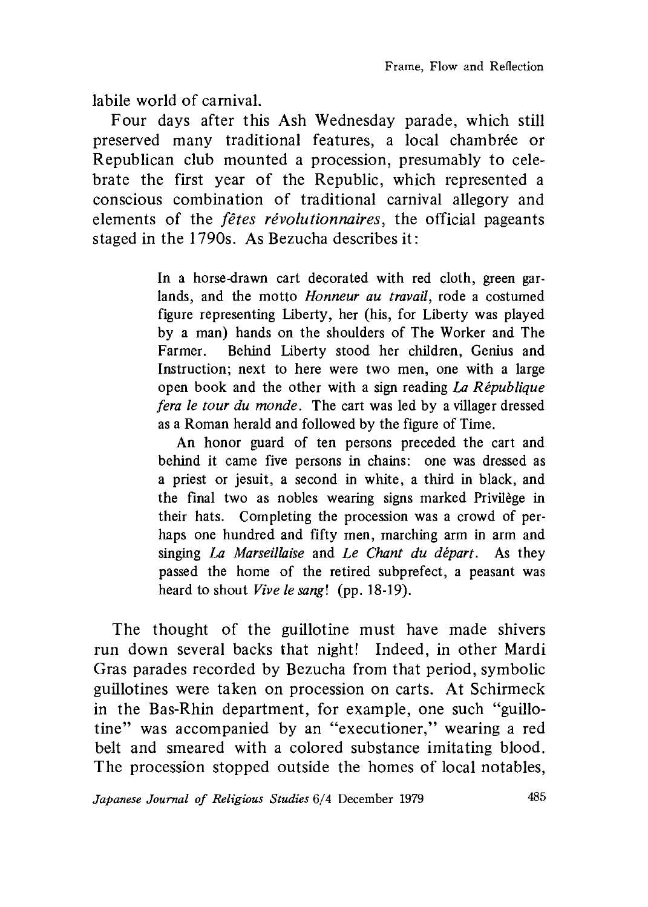labile world of carnival.

Four days after this Ash Wednesday parade, which still preserved many traditional features, a local chambrée or Republican club mounted a procession, presumably to celebrate the first year of the Republic, which represented a conscious combination of traditional carnival allegory and elements of the *fêtes révolutionnaires*, the official pageants staged in the 1790s. As Bezucha describes it:

> In a horse-drawn cart decorated with red cloth, green garlands, and the motto *Honneur au travail*, rode a costumed figure representing Liberty, her (his, for Liberty was played by a man) hands on the shoulders of The Worker and The Farmer. Behind Liberty stood her children, Genius and Instruction; next to here were two men, one with a large open book and the other with a sign reading *La République fera le tour du monde*. The cart was led by a villager dressed as a Roman herald and followed by the figure of Time.
>
> An honor guard of ten persons preceded the cart and behind it came five persons in chains: one was dressed as a priest or jesuit, a second in white, a third in black, and the final two as nobles wearing signs marked Privilège in their hats. Completing the procession was a crowd of perhaps one hundred and fifty men, marching arm in arm and singing *La Marseillaise* and *Le Chant du départ*. As they passed the home of the retired subprefect, a peasant was heard to shout *Vive le sang*! (pp. 18-19).

The thought of the guillotine must have made shivers run down several backs that night! Indeed, in other Mardi Gras parades recorded by Bezucha from that period, symbolic guillotines were taken on procession on carts. At Schirmeck in the Bas-Rhin department, for example, one such "guillotine" was accompanied by an "executioner," wearing a red belt and smeared with a colored substance imitating blood. The procession stopped outside the homes of local notables,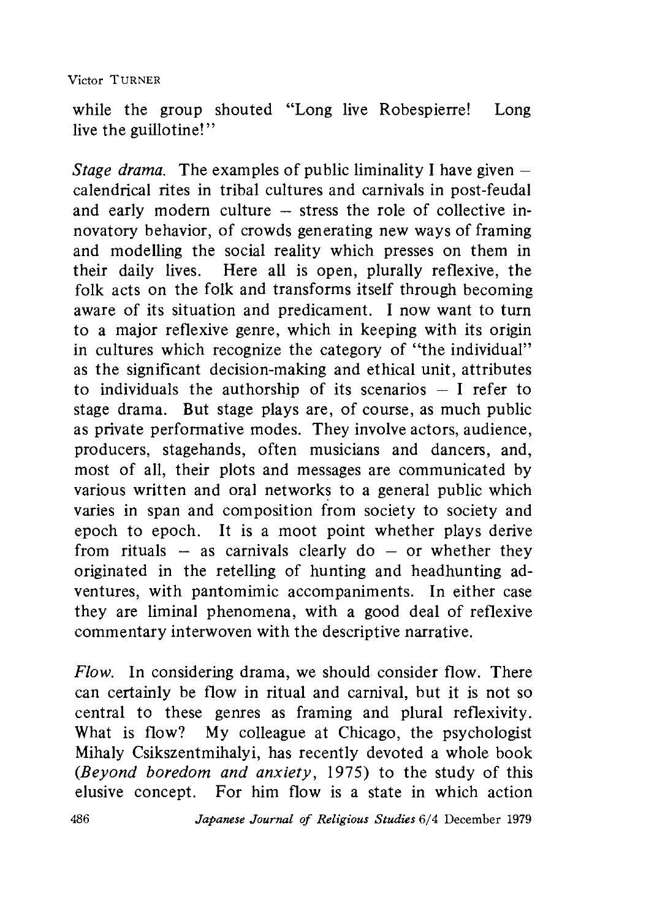while the group shouted "Long live Robespierre! Long live the guillotine!"

*Stage drama.* The examples of public liminality I have given – calendrical rites in tribal cultures and carnivals in post-feudal and early modern culture – stress the role of collective innovatory behavior, of crowds generating new ways of framing and modelling the social reality which presses on them in their daily lives. Here all is open, plurally reflexive, the folk acts on the folk and transforms itself through becoming aware of its situation and predicament. I now want to turn to a major reflexive genre, which in keeping with its origin in cultures which recognize the category of "the individual" as the significant decision-making and ethical unit, attributes to individuals the authorship of its scenarios – I refer to stage drama. But stage plays are, of course, as much public as private performative modes. They involve actors, audience, producers, stagehands, often musicians and dancers, and, most of all, their plots and messages are communicated by various written and oral networks to a general public which varies in span and composition from society to society and epoch to epoch. It is a moot point whether plays derive from rituals – as carnivals clearly do – or whether they originated in the retelling of hunting and headhunting adventures, with pantomimic accompaniments. In either case they are liminal phenomena, with a good deal of reflexive commentary interwoven with the descriptive narrative.

*Flow.* In considering drama, we should consider flow. There can certainly be flow in ritual and carnival, but it is not so central to these genres as framing and plural reflexivity. What is flow? My colleague at Chicago, the psychologist Mihaly Csikszentmihalyi, has recently devoted a whole book (*Beyond boredom and anxiety*, 1975) to the study of this elusive concept. For him flow is a state in which action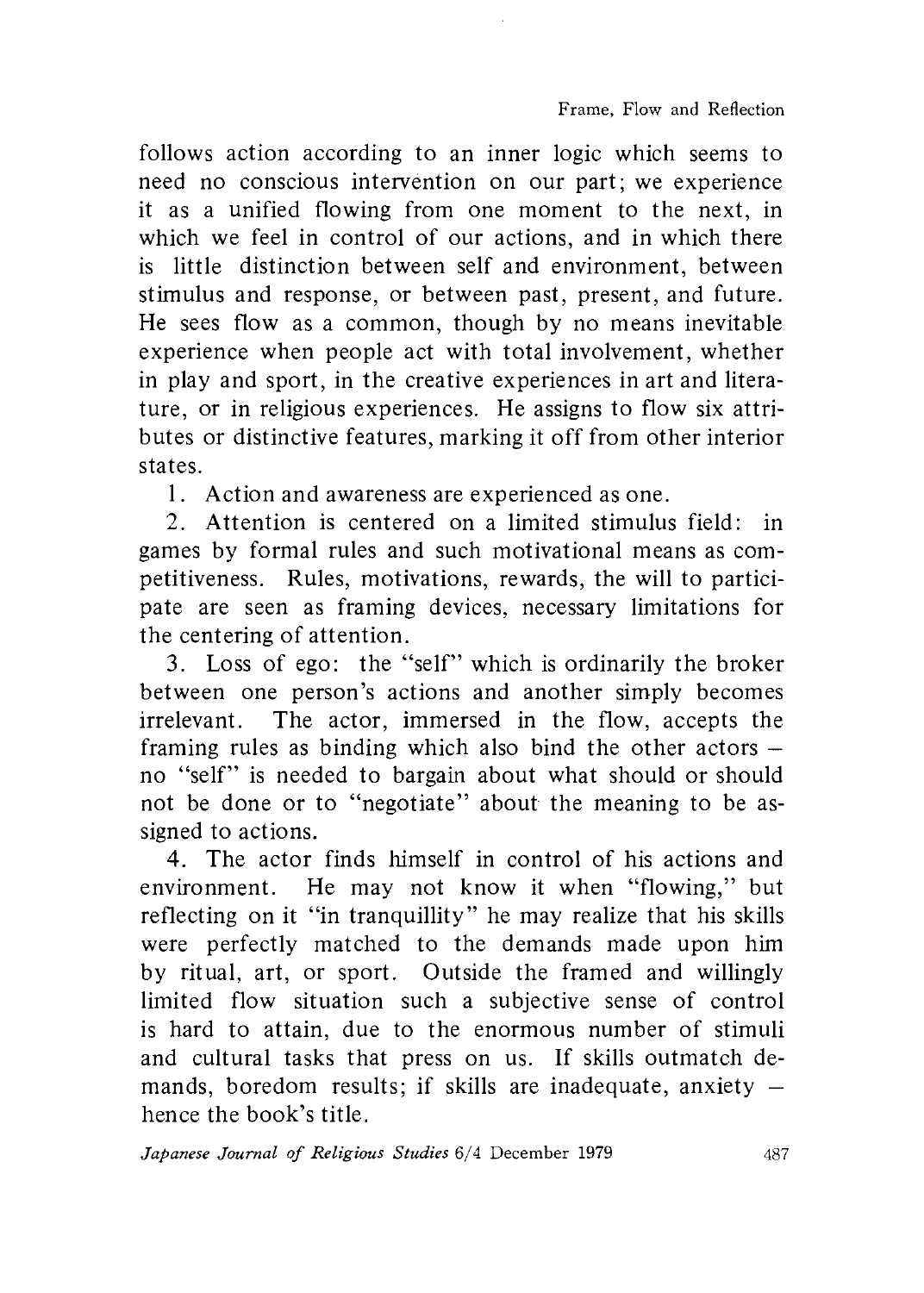follows action according to an inner logic which seems to need no conscious intervention on our part; we experience it as a unified flowing from one moment to the next, in which we feel in control of our actions, and in which there is little distinction between self and environment, between stimulus and response, or between past, present, and future. He sees flow as a common, though by no means inevitable experience when people act with total involvement, whether in play and sport, in the creative experiences in art and literature, or in religious experiences. He assigns to flow six attributes or distinctive features, marking it off from other interior states.

1. Action and awareness are experienced as one.

2. Attention is centered on a limited stimulus field: in games by formal rules and such motivational means as competitiveness. Rules, motivations, rewards, the will to participate are seen as framing devices, necessary limitations for the centering of attention.

3. Loss of ego: the "self" which is ordinarily the broker between one person's actions and another simply becomes irrelevant. The actor, immersed in the flow, accepts the framing rules as binding which also bind the other actors – no "self" is needed to bargain about what should or should not be done or to "negotiate" about the meaning to be assigned to actions.

4. The actor finds himself in control of his actions and environment. He may not know it when "flowing," but reflecting on it "in tranquillity" he may realize that his skills were perfectly matched to the demands made upon him by ritual, art, or sport. Outside the framed and willingly limited flow situation such a subjective sense of control is hard to attain, due to the enormous number of stimuli and cultural tasks that press on us. If skills outmatch demands, boredom results; if skills are inadequate, anxiety – hence the book's title.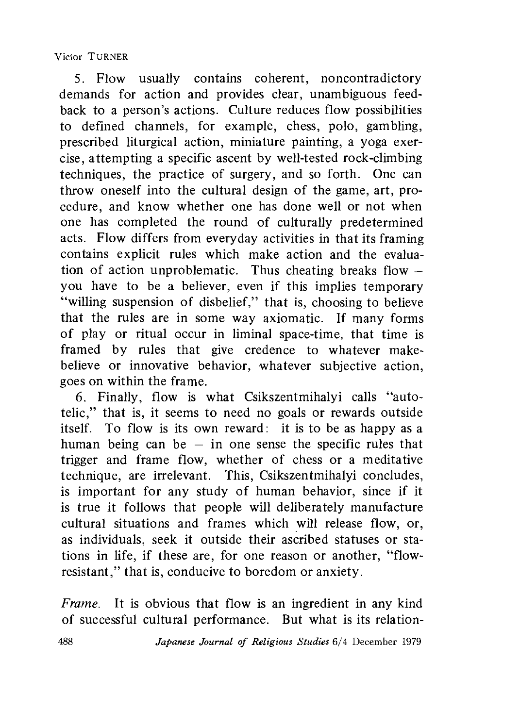5. Flow usually contains coherent, noncontradictory demands for action and provides clear, unambiguous feedback to a person's actions. Culture reduces flow possibilities to defined channels, for example, chess, polo, gambling, prescribed liturgical action, miniature painting, a yoga exercise, attempting a specific ascent by well-tested rock-climbing techniques, the practice of surgery, and so forth. One can throw oneself into the cultural design of the game, art, procedure, and know whether one has done well or not when one has completed the round of culturally predetermined acts. Flow differs from everyday activities in that its framing contains explicit rules which make action and the evaluation of action unproblematic. Thus cheating breaks flow – you have to be a believer, even if this implies temporary "willing suspension of disbelief," that is, choosing to believe that the rules are in some way axiomatic. If many forms of play or ritual occur in liminal space-time, that time is framed by rules that give credence to whatever make-believe or innovative behavior, whatever subjective action, goes on within the frame.

6. Finally, flow is what Csikszentmihalyi calls "autotelic," that is, it seems to need no goals or rewards outside itself. To flow is its own reward: it is to be as happy as a human being can be – in one sense the specific rules that trigger and frame flow, whether of chess or a meditative technique, are irrelevant. This, Csikszentmihalyi concludes, is important for any study of human behavior, since if it is true it follows that people will deliberately manufacture cultural situations and frames which will release flow, or, as individuals, seek it outside their ascribed statuses or stations in life, if these are, for one reason or another, "flow-resistant," that is, conducive to boredom or anxiety.

*Frame.* It is obvious that flow is an ingredient in any kind of successful cultural performance. But what is its relation-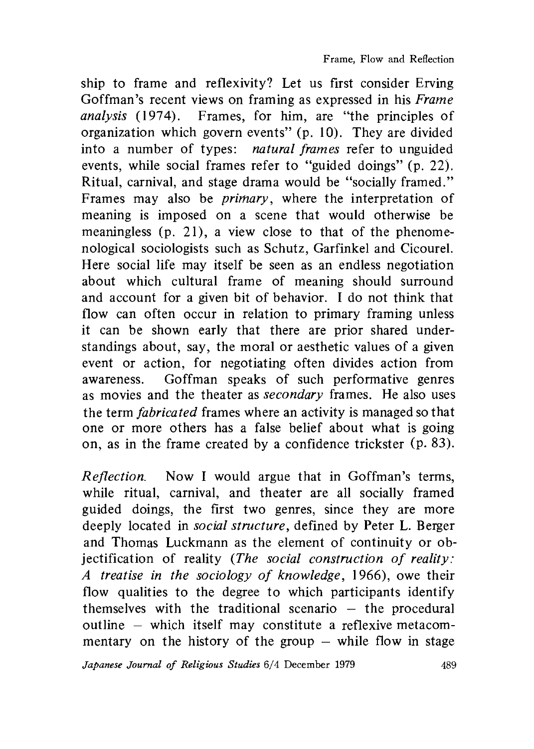ship to frame and reflexivity? Let us first consider Erving Goffman's recent views on framing as expressed in his *Frame analysis* (1974). Frames, for him, are "the principles of organization which govern events" (p. 10). They are divided into a number of types: *natural frames* refer to unguided events, while social frames refer to "guided doings" (p. 22). Ritual, carnival, and stage drama would be "socially framed." Frames may also be *primary*, where the interpretation of meaning is imposed on a scene that would otherwise be meaningless (p. 21), a view close to that of the phenomenological sociologists such as Schutz, Garfinkel and Cicourel. Here social life may itself be seen as an endless negotiation about which cultural frame of meaning should surround and account for a given bit of behavior. I do not think that flow can often occur in relation to primary framing unless it can be shown early that there are prior shared understandings about, say, the moral or aesthetic values of a given event or action, for negotiating often divides action from awareness. Goffman speaks of such performative genres as movies and the theater as *secondary* frames. He also uses the term *fabricated* frames where an activity is managed so that one or more others has a false belief about what is going on, as in the frame created by a confidence trickster (p. 83).

*Reflection.* Now I would argue that in Goffman's terms, while ritual, carnival, and theater are all socially framed guided doings, the first two genres, since they are more deeply located in *social structure*, defined by Peter L. Berger and Thomas Luckmann as the element of continuity or objectification of reality (*The social construction of reality: A treatise in the sociology of knowledge*, 1966), owe their flow qualities to the degree to which participants identify themselves with the traditional scenario – the procedural outline – which itself may constitute a reflexive metacommentary on the history of the group – while flow in stage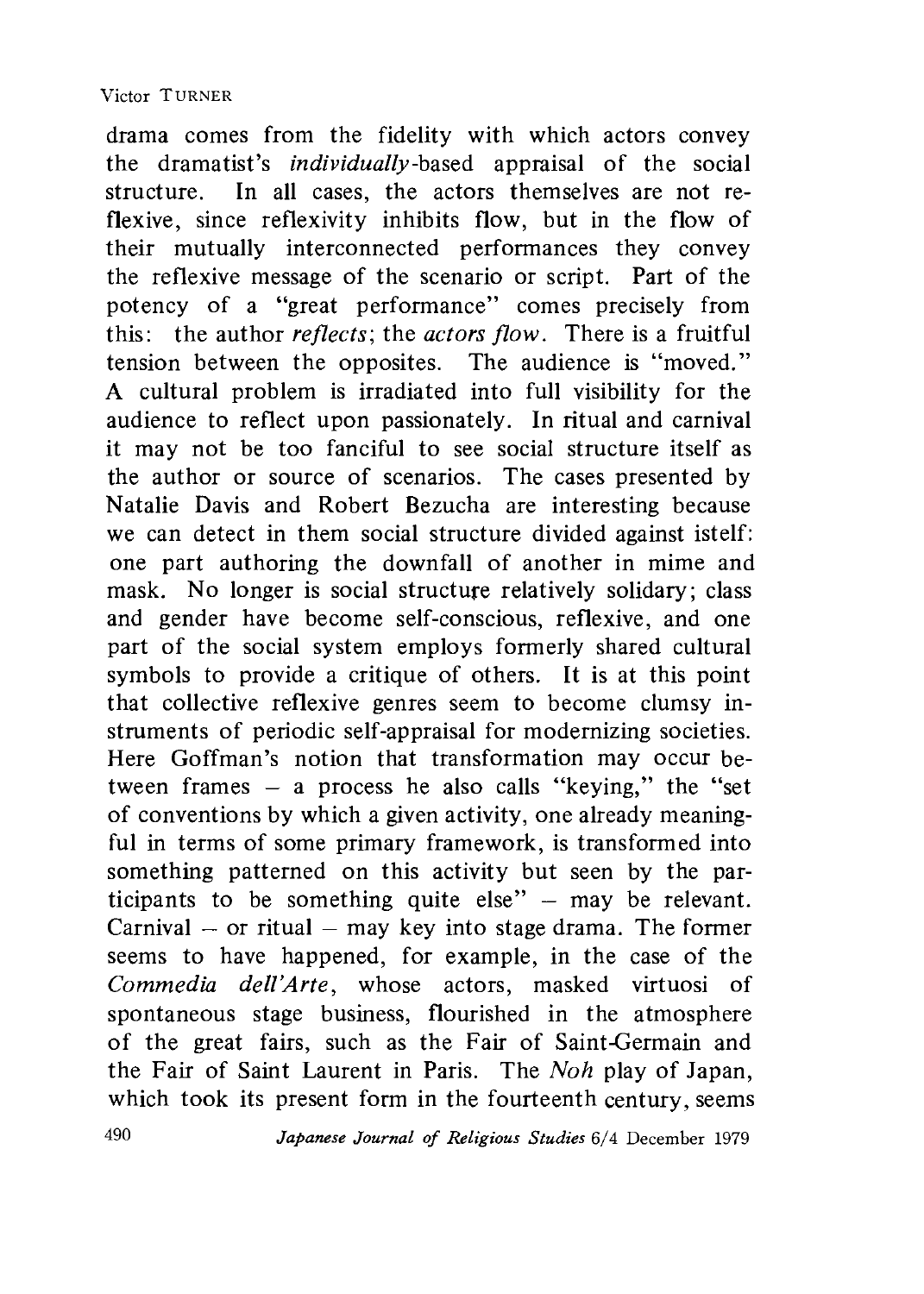drama comes from the fidelity with which actors convey the dramatist's *individually*-based appraisal of the social structure. In all cases, the actors themselves are not reflexive, since reflexivity inhibits flow, but in the flow of their mutually interconnected performances they convey the reflexive message of the scenario or script. Part of the potency of a "great performance" comes precisely from this: the author *reflects*; the *actors flow*. There is a fruitful tension between the opposites. The audience is "moved." A cultural problem is irradiated into full visibility for the audience to reflect upon passionately. In ritual and carnival it may not be too fanciful to see social structure itself as the author or source of scenarios. The cases presented by Natalie Davis and Robert Bezucha are interesting because we can detect in them social structure divided against istelf: one part authoring the downfall of another in mime and mask. No longer is social structure relatively solidary; class and gender have become self-conscious, reflexive, and one part of the social system employs formerly shared cultural symbols to provide a critique of others. It is at this point that collective reflexive genres seem to become clumsy instruments of periodic self-appraisal for modernizing societies. Here Goffman's notion that transformation may occur between frames – a process he also calls "keying," the "set of conventions by which a given activity, one already meaningful in terms of some primary framework, is transformed into something patterned on this activity but seen by the participants to be something quite else" – may be relevant. Carnival – or ritual – may key into stage drama. The former seems to have happened, for example, in the case of the *Commedia dell'Arte*, whose actors, masked virtuosi of spontaneous stage business, flourished in the atmosphere of the great fairs, such as the Fair of Saint-Germain and the Fair of Saint Laurent in Paris. The *Noh* play of Japan, which took its present form in the fourteenth century, seems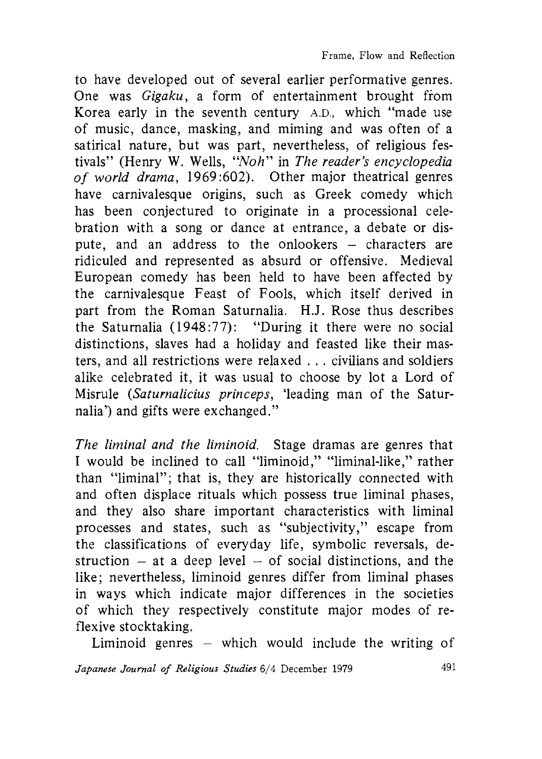to have developed out of several earlier performative genres. One was *Gigaku*, a form of entertainment brought from Korea early in the seventh century A.D., which "made use of music, dance, masking, and miming and was often of a satirical nature, but was part, nevertheless, of religious festivals" (Henry W. Wells, "*Noh*" in *The reader's encyclopedia of world drama*, 1969:602). Other major theatrical genres have carnivalesque origins, such as Greek comedy which has been conjectured to originate in a processional celebration with a song or dance at entrance, a debate or dispute, and an address to the onlookers – characters are ridiculed and represented as absurd or offensive. Medieval European comedy has been held to have been affected by the carnivalesque Feast of Fools, which itself derived in part from the Roman Saturnalia. H.J. Rose thus describes the Saturnalia (1948:77): "During it there were no social distinctions, slaves had a holiday and feasted like their masters, and all restrictions were relaxed . . . civilians and soldiers alike celebrated it, it was usual to choose by lot a Lord of Misrule (*Saturnalicius princeps*, 'leading man of the Saturnalia') and gifts were exchanged."

*The liminal and the liminoid.* Stage dramas are genres that I would be inclined to call "liminoid," "liminal-like," rather than "liminal"; that is, they are historically connected with and often displace rituals which possess true liminal phases, and they also share important characteristics with liminal processes and states, such as "subjectivity," escape from the classifications of everyday life, symbolic reversals, destruction – at a deep level – of social distinctions, and the like; nevertheless, liminoid genres differ from liminal phases in ways which indicate major differences in the societies of which they respectively constitute major modes of reflexive stocktaking.

Liminoid genres – which would include the writing of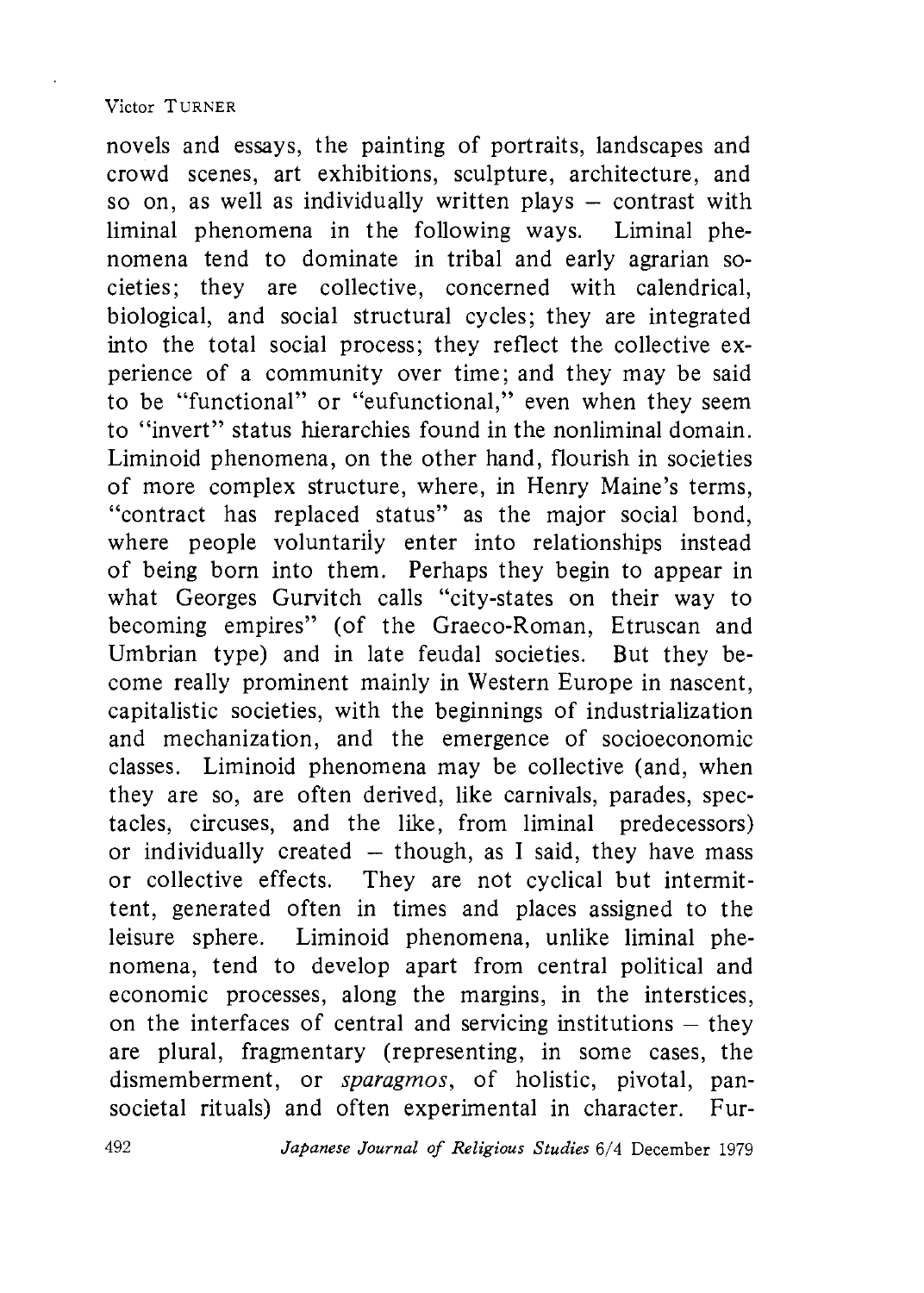novels and essays, the painting of portraits, landscapes and crowd scenes, art exhibitions, sculpture, architecture, and so on, as well as individually written plays – contrast with liminal phenomena in the following ways. Liminal phenomena tend to dominate in tribal and early agrarian societies; they are collective, concerned with calendrical, biological, and social structural cycles; they are integrated into the total social process; they reflect the collective experience of a community over time; and they may be said to be "functional" or "eufunctional," even when they seem to "invert" status hierarchies found in the nonliminal domain. Liminoid phenomena, on the other hand, flourish in societies of more complex structure, where, in Henry Maine's terms, "contract has replaced status" as the major social bond, where people voluntarily enter into relationships instead of being born into them. Perhaps they begin to appear in what Georges Gurvitch calls "city-states on their way to becoming empires" (of the Graeco-Roman, Etruscan and Umbrian type) and in late feudal societies. But they become really prominent mainly in Western Europe in nascent, capitalistic societies, with the beginnings of industrialization and mechanization, and the emergence of socioeconomic classes. Liminoid phenomena may be collective (and, when they are so, are often derived, like carnivals, parades, spectacles, circuses, and the like, from liminal predecessors) or individually created – though, as I said, they have mass or collective effects. They are not cyclical but intermittent, generated often in times and places assigned to the leisure sphere. Liminoid phenomena, unlike liminal phenomena, tend to develop apart from central political and economic processes, along the margins, in the interstices, on the interfaces of central and servicing institutions – they are plural, fragmentary (representing, in some cases, the dismemberment, or *sparagmos*, of holistic, pivotal, pansocietal rituals) and often experimental in character. Fur-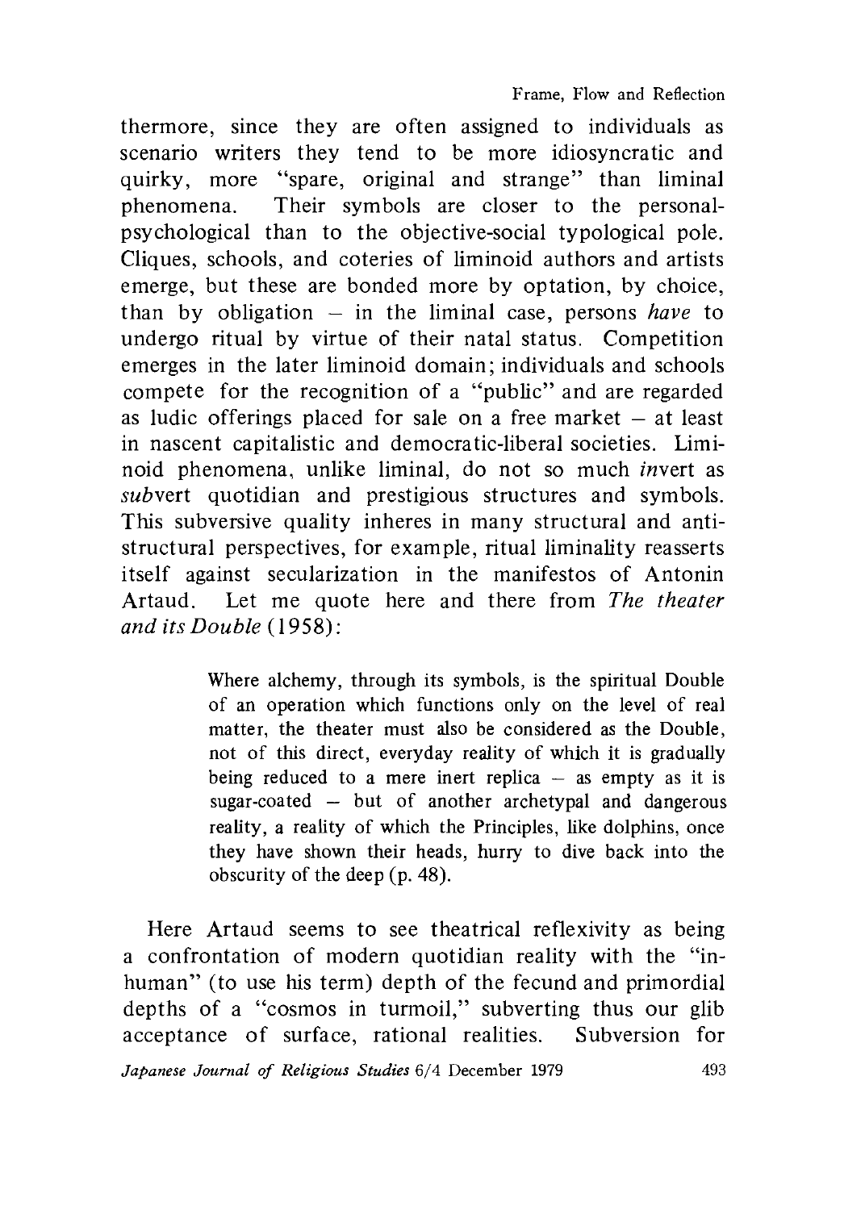thermore, since they are often assigned to individuals as scenario writers they tend to be more idiosyncratic and quirky, more "spare, original and strange" than liminal phenomena. Their symbols are closer to the personal-psychological than to the objective-social typological pole. Cliques, schools, and coteries of liminoid authors and artists emerge, but these are bonded more by optation, by choice, than by obligation – in the liminal case, persons *have* to undergo ritual by virtue of their natal status. Competition emerges in the later liminoid domain; individuals and schools compete for the recognition of a "public" and are regarded as ludic offerings placed for sale on a free market – at least in nascent capitalistic and democratic-liberal societies. Liminoid phenomena, unlike liminal, do not so much *in*vert as *sub*vert quotidian and prestigious structures and symbols. This subversive quality inheres in many structural and anti-structural perspectives, for example, ritual liminality reasserts itself against secularization in the manifestos of Antonin Artaud. Let me quote here and there from *The theater and its Double* (1958):

> Where alchemy, through its symbols, is the spiritual Double of an operation which functions only on the level of real matter, the theater must also be considered as the Double, not of this direct, everyday reality of which it is gradually being reduced to a mere inert replica – as empty as it is sugar-coated – but of another archetypal and dangerous reality, a reality of which the Principles, like dolphins, once they have shown their heads, hurry to dive back into the obscurity of the deep (p. 48).

Here Artaud seems to see theatrical reflexivity as being a confrontation of modern quotidian reality with the "inhuman" (to use his term) depth of the fecund and primordial depths of a "cosmos in turmoil," subverting thus our glib acceptance of surface, rational realities. Subversion for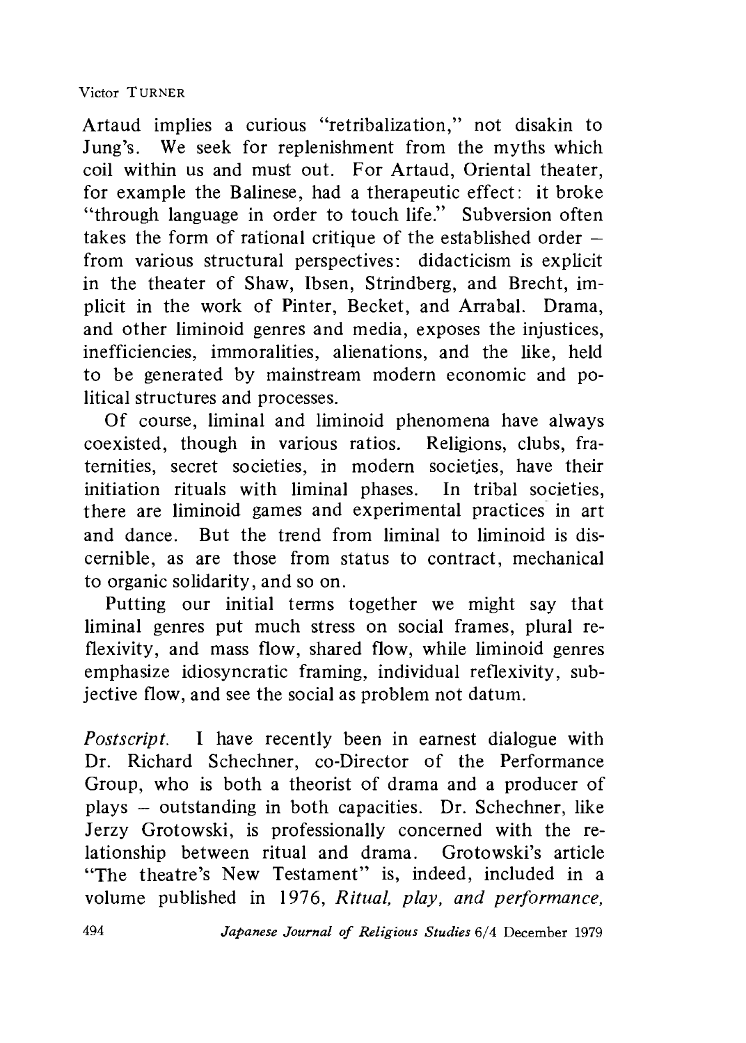Artaud implies a curious "retribalization," not disakin to Jung's. We seek for replenishment from the myths which coil within us and must out. For Artaud, Oriental theater, for example the Balinese, had a therapeutic effect: it broke "through language in order to touch life." Subversion often takes the form of rational critique of the established order – from various structural perspectives: didacticism is explicit in the theater of Shaw, Ibsen, Strindberg, and Brecht, implicit in the work of Pinter, Becket, and Arrabal. Drama, and other liminoid genres and media, exposes the injustices, inefficiencies, immoralities, alienations, and the like, held to be generated by mainstream modern economic and political structures and processes.

Of course, liminal and liminoid phenomena have always coexisted, though in various ratios. Religions, clubs, fraternities, secret societies, in modern societies, have their initiation rituals with liminal phases. In tribal societies, there are liminoid games and experimental practices in art and dance. But the trend from liminal to liminoid is discernible, as are those from status to contract, mechanical to organic solidarity, and so on.

Putting our initial terms together we might say that liminal genres put much stress on social frames, plural reflexivity, and mass flow, shared flow, while liminoid genres emphasize idiosyncratic framing, individual reflexivity, subjective flow, and see the social as problem not datum.

*Postscript.* I have recently been in earnest dialogue with Dr. Richard Schechner, co-Director of the Performance Group, who is both a theorist of drama and a producer of plays – outstanding in both capacities. Dr. Schechner, like Jerzy Grotowski, is professionally concerned with the relationship between ritual and drama. Grotowski's article "The theatre's New Testament" is, indeed, included in a volume published in 1976, *Ritual, play, and performance,*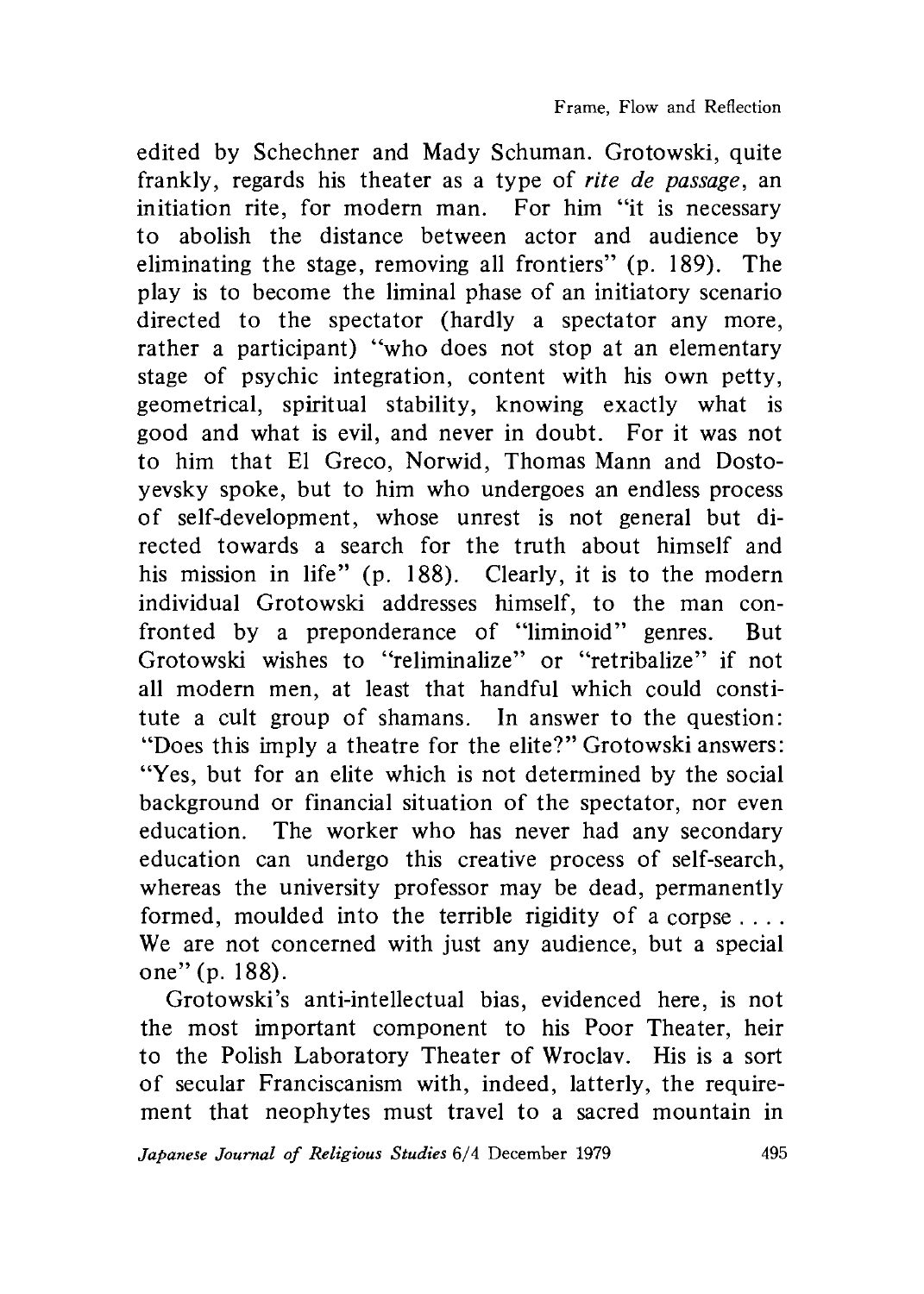edited by Schechner and Mady Schuman. Grotowski, quite frankly, regards his theater as a type of *rite de passage*, an initiation rite, for modern man. For him "it is necessary to abolish the distance between actor and audience by eliminating the stage, removing all frontiers" (p. 189). The play is to become the liminal phase of an initiatory scenario directed to the spectator (hardly a spectator any more, rather a participant) "who does not stop at an elementary stage of psychic integration, content with his own petty, geometrical, spiritual stability, knowing exactly what is good and what is evil, and never in doubt. For it was not to him that El Greco, Norwid, Thomas Mann and Dostoyevsky spoke, but to him who undergoes an endless process of self-development, whose unrest is not general but directed towards a search for the truth about himself and his mission in life" (p. 188). Clearly, it is to the modern individual Grotowski addresses himself, to the man confronted by a preponderance of "liminoid" genres. But Grotowski wishes to "reliminalize" or "retribalize" if not all modern men, at least that handful which could constitute a cult group of shamans. In answer to the question: "Does this imply a theatre for the elite?" Grotowski answers: "Yes, but for an elite which is not determined by the social background or financial situation of the spectator, nor even education. The worker who has never had any secondary education can undergo this creative process of self-search, whereas the university professor may be dead, permanently formed, moulded into the terrible rigidity of a corpse . . . . We are not concerned with just any audience, but a special one" (p. 188).

Grotowski's anti-intellectual bias, evidenced here, is not the most important component to his Poor Theater, heir to the Polish Laboratory Theater of Wroclav. His is a sort of secular Franciscanism with, indeed, latterly, the requirement that neophytes must travel to a sacred mountain in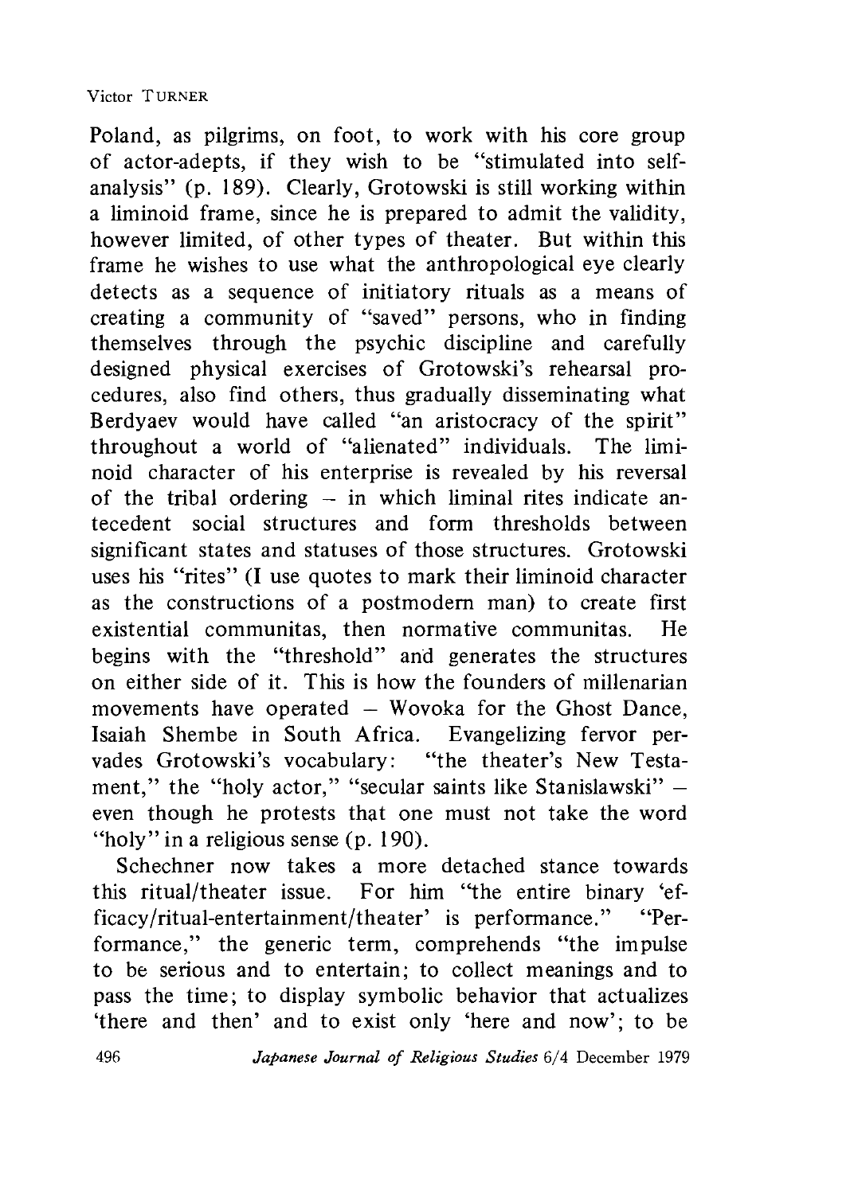Poland, as pilgrims, on foot, to work with his core group of actor-adepts, if they wish to be "stimulated into self-analysis" (p. 189). Clearly, Grotowski is still working within a liminoid frame, since he is prepared to admit the validity, however limited, of other types of theater. But within this frame he wishes to use what the anthropological eye clearly detects as a sequence of initiatory rituals as a means of creating a community of "saved" persons, who in finding themselves through the psychic discipline and carefully designed physical exercises of Grotowski's rehearsal procedures, also find others, thus gradually disseminating what Berdyaev would have called "an aristocracy of the spirit" throughout a world of "alienated" individuals. The liminoid character of his enterprise is revealed by his reversal of the tribal ordering – in which liminal rites indicate antecedent social structures and form thresholds between significant states and statuses of those structures. Grotowski uses his "rites" (I use quotes to mark their liminoid character as the constructions of a postmodern man) to create first existential communitas, then normative communitas. He begins with the "threshold" and generates the structures on either side of it. This is how the founders of millenarian movements have operated – Wovoka for the Ghost Dance, Isaiah Shembe in South Africa. Evangelizing fervor pervades Grotowski's vocabulary: "the theater's New Testament," the "holy actor," "secular saints like Stanislawski" – even though he protests that one must not take the word "holy" in a religious sense (p. 190).

Schechner now takes a more detached stance towards this ritual/theater issue. For him "the entire binary 'efficacy/ritual-entertainment/theater' is performance." "Performance," the generic term, comprehends "the impulse to be serious and to entertain; to collect meanings and to pass the time; to display symbolic behavior that actualizes 'there and then' and to exist only 'here and now'; to be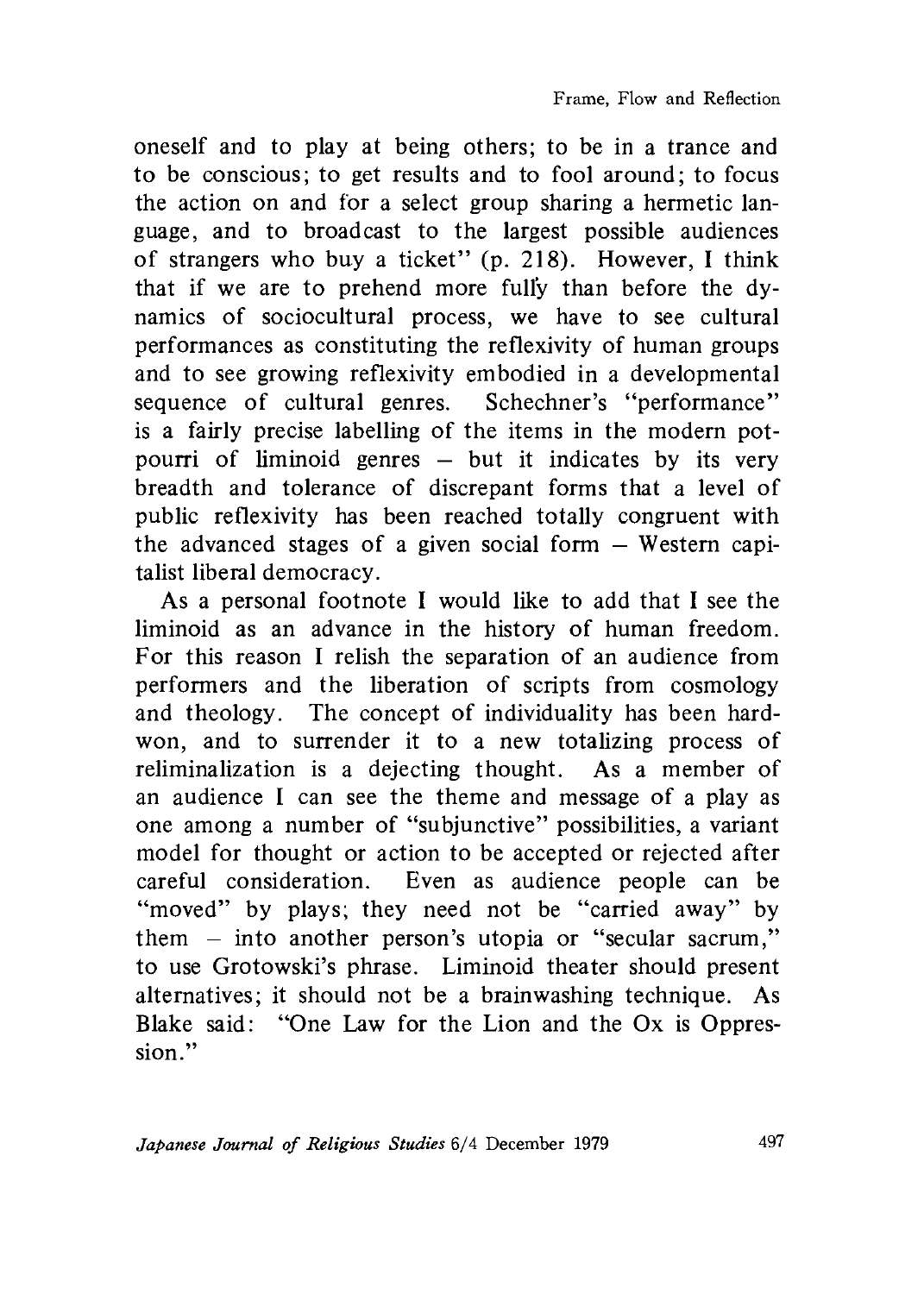oneself and to play at being others; to be in a trance and to be conscious; to get results and to fool around; to focus the action on and for a select group sharing a hermetic language, and to broadcast to the largest possible audiences of strangers who buy a ticket" (p. 218). However, I think that if we are to prehend more fully than before the dynamics of sociocultural process, we have to see cultural performances as constituting the reflexivity of human groups and to see growing reflexivity embodied in a developmental sequence of cultural genres. Schechner's "performance" is a fairly precise labelling of the items in the modern potpourri of liminoid genres – but it indicates by its very breadth and tolerance of discrepant forms that a level of public reflexivity has been reached totally congruent with the advanced stages of a given social form – Western capitalist liberal democracy.

As a personal footnote I would like to add that I see the liminoid as an advance in the history of human freedom. For this reason I relish the separation of an audience from performers and the liberation of scripts from cosmology and theology. The concept of individuality has been hard-won, and to surrender it to a new totalizing process of reliminalization is a dejecting thought. As a member of an audience I can see the theme and message of a play as one among a number of "subjunctive" possibilities, a variant model for thought or action to be accepted or rejected after careful consideration. Even as audience people can be "moved" by plays; they need not be "carried away" by them – into another person's utopia or "secular sacrum," to use Grotowski's phrase. Liminoid theater should present alternatives; it should not be a brainwashing technique. As Blake said: "One Law for the Lion and the Ox is Oppression."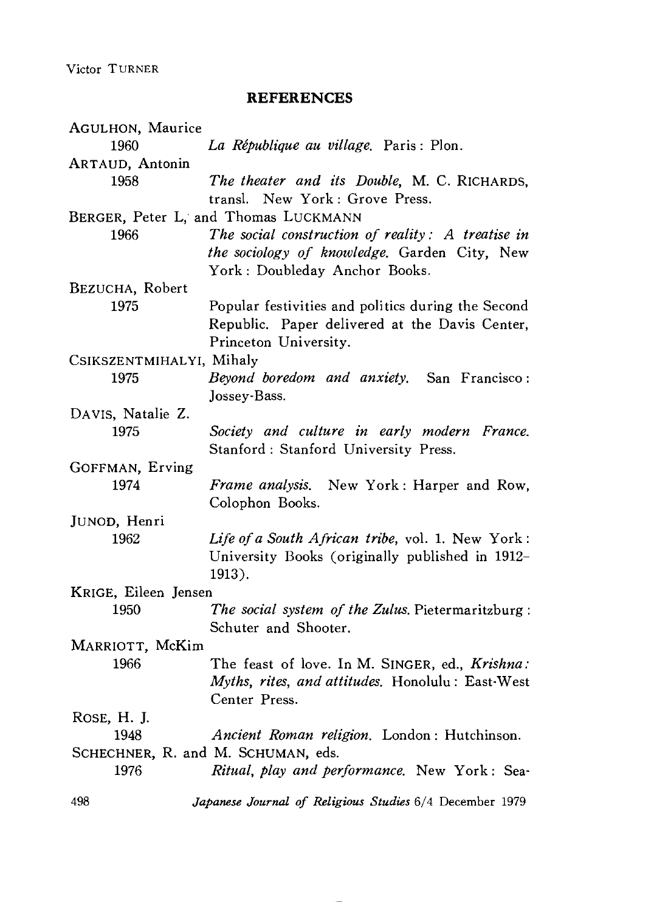## REFERENCES

AGULHON, Maurice
1960 *La République au village.* Paris: Plon.

ARTAUD, Antonin
1958 *The theater and its Double,* M. C. RICHARDS, transl. New York: Grove Press.

BERGER, Peter L, and Thomas LUCKMANN
1966 *The social construction of reality: A treatise in the sociology of knowledge.* Garden City, New York: Doubleday Anchor Books.

BEZUCHA, Robert
1975 Popular festivities and politics during the Second Republic. Paper delivered at the Davis Center, Princeton University.

CSIKSZENTMIHALYI, Mihaly
1975 *Beyond boredom and anxiety.* San Francisco: Jossey-Bass.

DAVIS, Natalie Z.
1975 *Society and culture in early modern France.* Stanford: Stanford University Press.

GOFFMAN, Erving
1974 *Frame analysis.* New York: Harper and Row, Colophon Books.

JUNOD, Henri
1962 *Life of a South African tribe,* vol. 1. New York: University Books (originally published in 1912–1913).

KRIGE, Eileen Jensen
1950 *The social system of the Zulus.* Pietermaritzburg: Schuter and Shooter.

MARRIOTT, McKim
1966 The feast of love. In M. SINGER, ed., *Krishna: Myths, rites, and attitudes.* Honolulu: East-West Center Press.

ROSE, H. J.
1948 *Ancient Roman religion.* London: Hutchinson.

SCHECHNER, R. and M. SCHUMAN, eds.
1976 *Ritual, play and performance.* New York: Sea-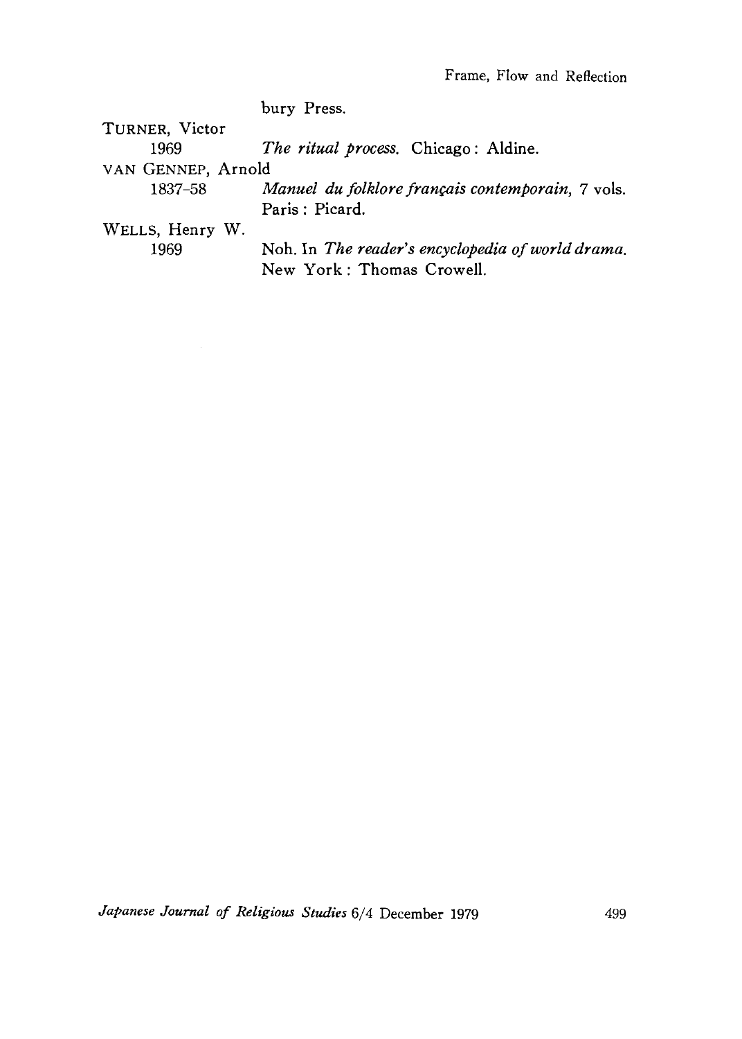bury Press.

TURNER, Victor

1969 *The ritual process.* Chicago: Aldine.

VAN GENNEP, Arnold

1837–58 *Manuel du folklore français contemporain,* 7 vols. Paris: Picard.

WELLS, Henry W.

1969 Noh. In *The reader's encyclopedia of world drama.* New York: Thomas Crowell.